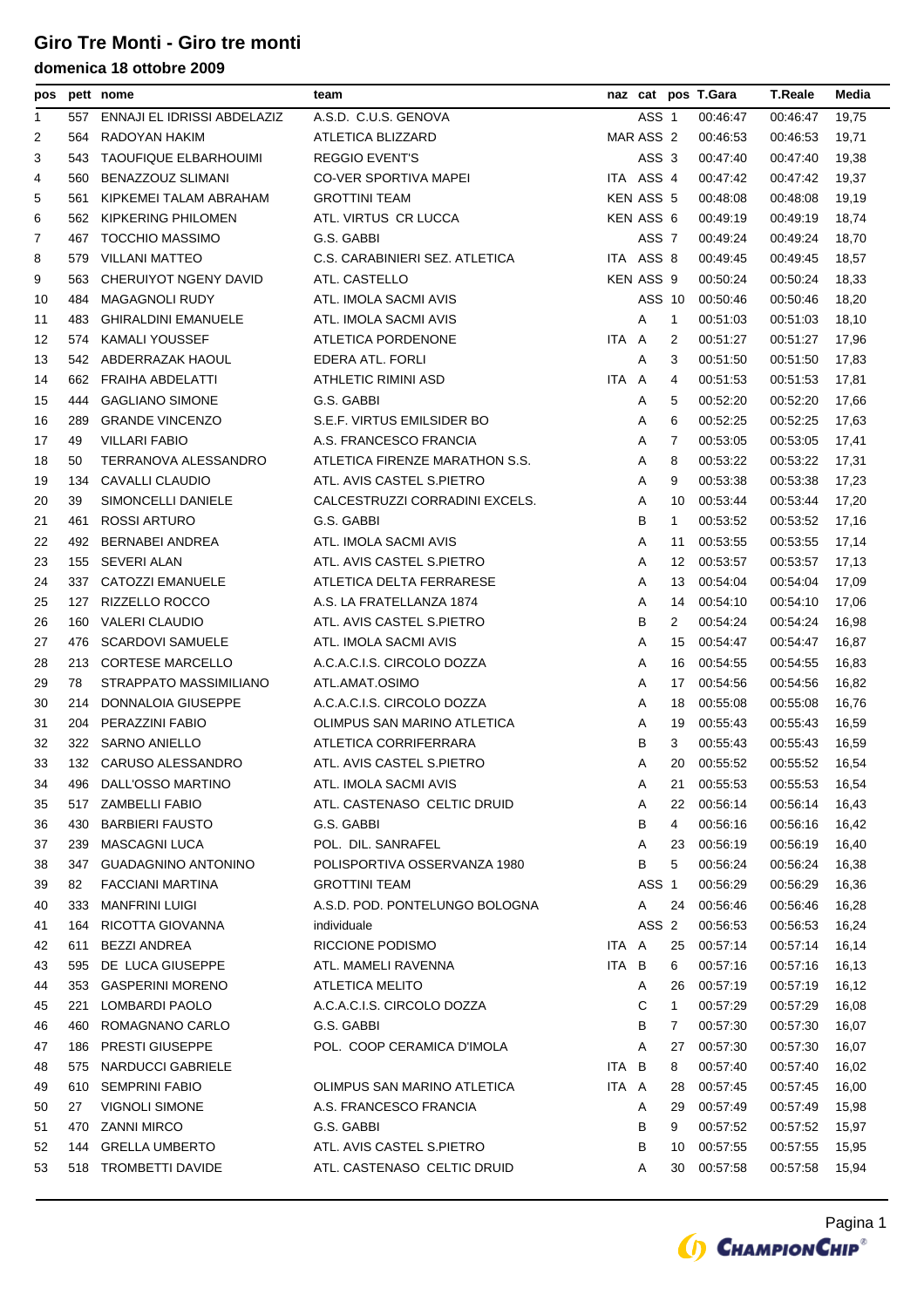# Giro Tre Monti - Giro tre monti

## domenica 18 ottobre 2009

| pos | pett | nome | team | naz | cat | pos | T.Gara | T.Reale | Media |
|---|---|---|---|---|---|---|---|---|---|
| 1 | 557 | ENNAJI EL IDRISSI ABDELAZIZ | A.S.D. C.U.S. GENOVA | | ASS | 1 | 00:46:47 | 00:46:47 | 19,75 |
| 2 | 564 | RADOYAN HAKIM | ATLETICA BLIZZARD | MAR | ASS | 2 | 00:46:53 | 00:46:53 | 19,71 |
| 3 | 543 | TAOUFIQUE ELBARHOUIMI | REGGIO EVENT'S | | ASS | 3 | 00:47:40 | 00:47:40 | 19,38 |
| 4 | 560 | BENAZZOUZ SLIMANI | CO-VER SPORTIVA MAPEI | ITA | ASS | 4 | 00:47:42 | 00:47:42 | 19,37 |
| 5 | 561 | KIPKEMEI TALAM ABRAHAM | GROTTINI TEAM | KEN | ASS | 5 | 00:48:08 | 00:48:08 | 19,19 |
| 6 | 562 | KIPKERING PHILOMEN | ATL. VIRTUS CR LUCCA | KEN | ASS | 6 | 00:49:19 | 00:49:19 | 18,74 |
| 7 | 467 | TOCCHIO MASSIMO | G.S. GABBI | | ASS | 7 | 00:49:24 | 00:49:24 | 18,70 |
| 8 | 579 | VILLANI MATTEO | C.S. CARABINIERI SEZ. ATLETICA | ITA | ASS | 8 | 00:49:45 | 00:49:45 | 18,57 |
| 9 | 563 | CHERUIYOT NGENY DAVID | ATL. CASTELLO | KEN | ASS | 9 | 00:50:24 | 00:50:24 | 18,33 |
| 10 | 484 | MAGAGNOLI RUDY | ATL. IMOLA SACMI AVIS | | ASS | 10 | 00:50:46 | 00:50:46 | 18,20 |
| 11 | 483 | GHIRALDINI EMANUELE | ATL. IMOLA SACMI AVIS | | A | 1 | 00:51:03 | 00:51:03 | 18,10 |
| 12 | 574 | KAMALI YOUSSEF | ATLETICA PORDENONE | ITA | A | 2 | 00:51:27 | 00:51:27 | 17,96 |
| 13 | 542 | ABDERRAZAK HAOUL | EDERA ATL. FORLI | | A | 3 | 00:51:50 | 00:51:50 | 17,83 |
| 14 | 662 | FRAIHA ABDELATTI | ATHLETIC RIMINI ASD | ITA | A | 4 | 00:51:53 | 00:51:53 | 17,81 |
| 15 | 444 | GAGLIANO SIMONE | G.S. GABBI | | A | 5 | 00:52:20 | 00:52:20 | 17,66 |
| 16 | 289 | GRANDE VINCENZO | S.E.F. VIRTUS EMILSIDER BO | | A | 6 | 00:52:25 | 00:52:25 | 17,63 |
| 17 | 49 | VILLARI FABIO | A.S. FRANCESCO FRANCIA | | A | 7 | 00:53:05 | 00:53:05 | 17,41 |
| 18 | 50 | TERRANOVA ALESSANDRO | ATLETICA FIRENZE MARATHON S.S. | | A | 8 | 00:53:22 | 00:53:22 | 17,31 |
| 19 | 134 | CAVALLI CLAUDIO | ATL. AVIS CASTEL S.PIETRO | | A | 9 | 00:53:38 | 00:53:38 | 17,23 |
| 20 | 39 | SIMONCELLI DANIELE | CALCESTRUZZI CORRADINI EXCELS. | | A | 10 | 00:53:44 | 00:53:44 | 17,20 |
| 21 | 461 | ROSSI ARTURO | G.S. GABBI | | B | 1 | 00:53:52 | 00:53:52 | 17,16 |
| 22 | 492 | BERNABEI ANDREA | ATL. IMOLA SACMI AVIS | | A | 11 | 00:53:55 | 00:53:55 | 17,14 |
| 23 | 155 | SEVERI ALAN | ATL. AVIS CASTEL S.PIETRO | | A | 12 | 00:53:57 | 00:53:57 | 17,13 |
| 24 | 337 | CATOZZI EMANUELE | ATLETICA DELTA FERRARESE | | A | 13 | 00:54:04 | 00:54:04 | 17,09 |
| 25 | 127 | RIZZELLO ROCCO | A.S. LA FRATELLANZA 1874 | | A | 14 | 00:54:10 | 00:54:10 | 17,06 |
| 26 | 160 | VALERI CLAUDIO | ATL. AVIS CASTEL S.PIETRO | | B | 2 | 00:54:24 | 00:54:24 | 16,98 |
| 27 | 476 | SCARDOVI SAMUELE | ATL. IMOLA SACMI AVIS | | A | 15 | 00:54:47 | 00:54:47 | 16,87 |
| 28 | 213 | CORTESE MARCELLO | A.C.A.C.I.S. CIRCOLO DOZZA | | A | 16 | 00:54:55 | 00:54:55 | 16,83 |
| 29 | 78 | STRAPPATO MASSIMILIANO | ATL.AMAT.OSIMO | | A | 17 | 00:54:56 | 00:54:56 | 16,82 |
| 30 | 214 | DONNALOIA GIUSEPPE | A.C.A.C.I.S. CIRCOLO DOZZA | | A | 18 | 00:55:08 | 00:55:08 | 16,76 |
| 31 | 204 | PERAZZINI FABIO | OLIMPUS SAN MARINO ATLETICA | | A | 19 | 00:55:43 | 00:55:43 | 16,59 |
| 32 | 322 | SARNO ANIELLO | ATLETICA CORRIFERRARA | | B | 3 | 00:55:43 | 00:55:43 | 16,59 |
| 33 | 132 | CARUSO ALESSANDRO | ATL. AVIS CASTEL S.PIETRO | | A | 20 | 00:55:52 | 00:55:52 | 16,54 |
| 34 | 496 | DALL'OSSO MARTINO | ATL. IMOLA SACMI AVIS | | A | 21 | 00:55:53 | 00:55:53 | 16,54 |
| 35 | 517 | ZAMBELLI FABIO | ATL. CASTENASO CELTIC DRUID | | A | 22 | 00:56:14 | 00:56:14 | 16,43 |
| 36 | 430 | BARBIERI FAUSTO | G.S. GABBI | | B | 4 | 00:56:16 | 00:56:16 | 16,42 |
| 37 | 239 | MASCAGNI LUCA | POL. DIL. SANRAFEL | | A | 23 | 00:56:19 | 00:56:19 | 16,40 |
| 38 | 347 | GUADAGNINO ANTONINO | POLISPORTIVA OSSERVANZA 1980 | | B | 5 | 00:56:24 | 00:56:24 | 16,38 |
| 39 | 82 | FACCIANI MARTINA | GROTTINI TEAM | | ASS | 1 | 00:56:29 | 00:56:29 | 16,36 |
| 40 | 333 | MANFRINI LUIGI | A.S.D. POD. PONTELUNGO BOLOGNA | | A | 24 | 00:56:46 | 00:56:46 | 16,28 |
| 41 | 164 | RICOTTA GIOVANNA | individuale | | ASS | 2 | 00:56:53 | 00:56:53 | 16,24 |
| 42 | 611 | BEZZI ANDREA | RICCIONE PODISMO | ITA | A | 25 | 00:57:14 | 00:57:14 | 16,14 |
| 43 | 595 | DE LUCA GIUSEPPE | ATL. MAMELI RAVENNA | ITA | B | 6 | 00:57:16 | 00:57:16 | 16,13 |
| 44 | 353 | GASPERINI MORENO | ATLETICA MELITO | | A | 26 | 00:57:19 | 00:57:19 | 16,12 |
| 45 | 221 | LOMBARDI PAOLO | A.C.A.C.I.S. CIRCOLO DOZZA | | C | 1 | 00:57:29 | 00:57:29 | 16,08 |
| 46 | 460 | ROMAGNANO CARLO | G.S. GABBI | | B | 7 | 00:57:30 | 00:57:30 | 16,07 |
| 47 | 186 | PRESTI GIUSEPPE | POL. COOP CERAMICA D'IMOLA | | A | 27 | 00:57:30 | 00:57:30 | 16,07 |
| 48 | 575 | NARDUCCI GABRIELE | | ITA | B | 8 | 00:57:40 | 00:57:40 | 16,02 |
| 49 | 610 | SEMPRINI FABIO | OLIMPUS SAN MARINO ATLETICA | ITA | A | 28 | 00:57:45 | 00:57:45 | 16,00 |
| 50 | 27 | VIGNOLI SIMONE | A.S. FRANCESCO FRANCIA | | A | 29 | 00:57:49 | 00:57:49 | 15,98 |
| 51 | 470 | ZANNI MIRCO | G.S. GABBI | | B | 9 | 00:57:52 | 00:57:52 | 15,97 |
| 52 | 144 | GRELLA UMBERTO | ATL. AVIS CASTEL S.PIETRO | | B | 10 | 00:57:55 | 00:57:55 | 15,95 |
| 53 | 518 | TROMBETTI DAVIDE | ATL. CASTENASO CELTIC DRUID | | A | 30 | 00:57:58 | 00:57:58 | 15,94 |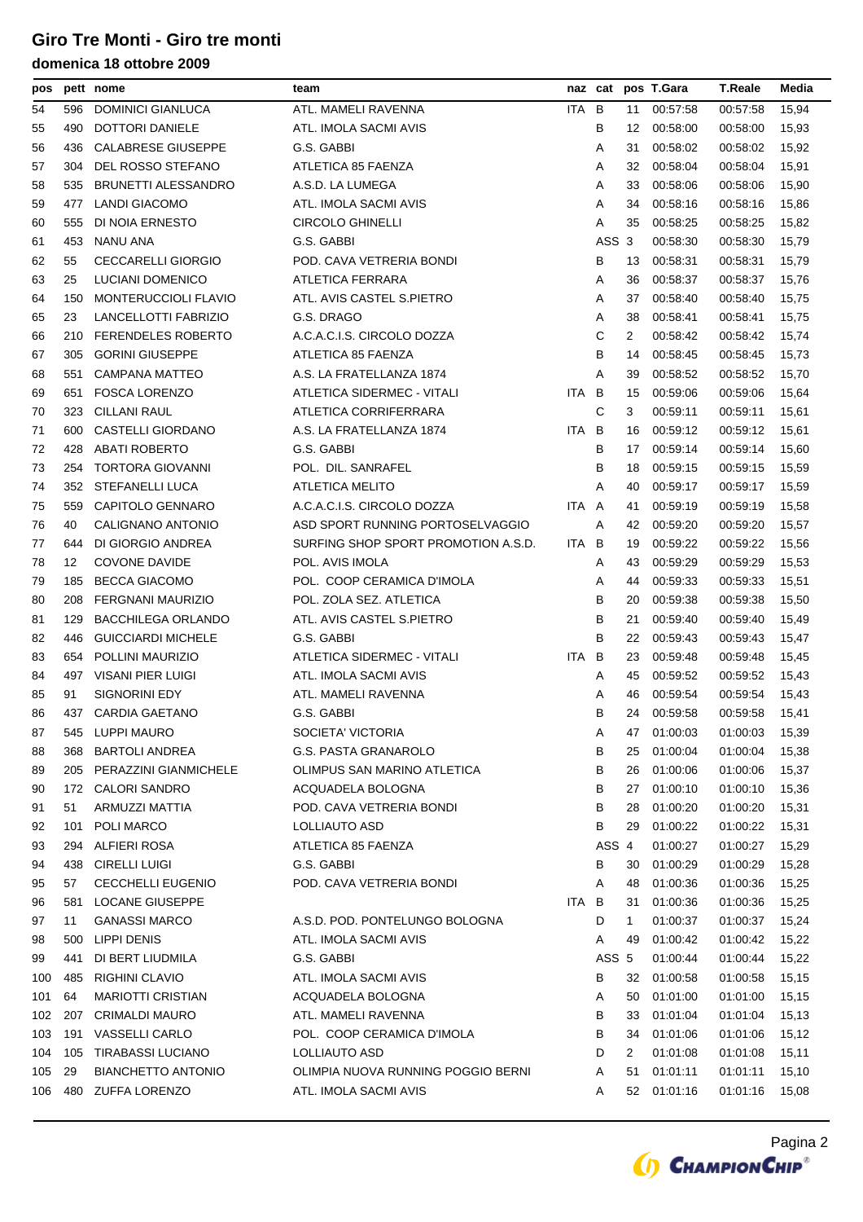# Giro Tre Monti - Giro tre monti

### domenica 18 ottobre 2009

| pos | pett | nome | team | naz | cat | pos | T.Gara | T.Reale | Media |
|---|---|---|---|---|---|---|---|---|---|
| 54 | 596 | DOMINICI GIANLUCA | ATL. MAMELI RAVENNA | ITA | B | 11 | 00:57:58 | 00:57:58 | 15,94 |
| 55 | 490 | DOTTORI DANIELE | ATL. IMOLA SACMI AVIS | | B | 12 | 00:58:00 | 00:58:00 | 15,93 |
| 56 | 436 | CALABRESE GIUSEPPE | G.S. GABBI | | A | 31 | 00:58:02 | 00:58:02 | 15,92 |
| 57 | 304 | DEL ROSSO STEFANO | ATLETICA 85 FAENZA | | A | 32 | 00:58:04 | 00:58:04 | 15,91 |
| 58 | 535 | BRUNETTI ALESSANDRO | A.S.D. LA LUMEGA | | A | 33 | 00:58:06 | 00:58:06 | 15,90 |
| 59 | 477 | LANDI GIACOMO | ATL. IMOLA SACMI AVIS | | A | 34 | 00:58:16 | 00:58:16 | 15,86 |
| 60 | 555 | DI NOIA ERNESTO | CIRCOLO GHINELLI | | A | 35 | 00:58:25 | 00:58:25 | 15,82 |
| 61 | 453 | NANU ANA | G.S. GABBI | | ASS | 3 | 00:58:30 | 00:58:30 | 15,79 |
| 62 | 55 | CECCARELLI GIORGIO | POD. CAVA VETRERIA BONDI | | B | 13 | 00:58:31 | 00:58:31 | 15,79 |
| 63 | 25 | LUCIANI DOMENICO | ATLETICA FERRARA | | A | 36 | 00:58:37 | 00:58:37 | 15,76 |
| 64 | 150 | MONTERUCCIOLI FLAVIO | ATL. AVIS CASTEL S.PIETRO | | A | 37 | 00:58:40 | 00:58:40 | 15,75 |
| 65 | 23 | LANCELLOTTI FABRIZIO | G.S. DRAGO | | A | 38 | 00:58:41 | 00:58:41 | 15,75 |
| 66 | 210 | FERENDELES ROBERTO | A.C.A.C.I.S. CIRCOLO DOZZA | | C | 2 | 00:58:42 | 00:58:42 | 15,74 |
| 67 | 305 | GORINI GIUSEPPE | ATLETICA 85 FAENZA | | B | 14 | 00:58:45 | 00:58:45 | 15,73 |
| 68 | 551 | CAMPANA MATTEO | A.S. LA FRATELLANZA 1874 | | A | 39 | 00:58:52 | 00:58:52 | 15,70 |
| 69 | 651 | FOSCA LORENZO | ATLETICA SIDERMEC - VITALI | ITA | B | 15 | 00:59:06 | 00:59:06 | 15,64 |
| 70 | 323 | CILLANI RAUL | ATLETICA CORRIFERRARA | | C | 3 | 00:59:11 | 00:59:11 | 15,61 |
| 71 | 600 | CASTELLI GIORDANO | A.S. LA FRATELLANZA 1874 | ITA | B | 16 | 00:59:12 | 00:59:12 | 15,61 |
| 72 | 428 | ABATI ROBERTO | G.S. GABBI | | B | 17 | 00:59:14 | 00:59:14 | 15,60 |
| 73 | 254 | TORTORA GIOVANNI | POL. DIL. SANRAFEL | | B | 18 | 00:59:15 | 00:59:15 | 15,59 |
| 74 | 352 | STEFANELLI LUCA | ATLETICA MELITO | | A | 40 | 00:59:17 | 00:59:17 | 15,59 |
| 75 | 559 | CAPITOLO GENNARO | A.C.A.C.I.S. CIRCOLO DOZZA | ITA | A | 41 | 00:59:19 | 00:59:19 | 15,58 |
| 76 | 40 | CALIGNANO ANTONIO | ASD SPORT RUNNING PORTOSELVAGGIO | | A | 42 | 00:59:20 | 00:59:20 | 15,57 |
| 77 | 644 | DI GIORGIO ANDREA | SURFING SHOP SPORT PROMOTION A.S.D. | ITA | B | 19 | 00:59:22 | 00:59:22 | 15,56 |
| 78 | 12 | COVONE DAVIDE | POL. AVIS IMOLA | | A | 43 | 00:59:29 | 00:59:29 | 15,53 |
| 79 | 185 | BECCA GIACOMO | POL. COOP CERAMICA D'IMOLA | | A | 44 | 00:59:33 | 00:59:33 | 15,51 |
| 80 | 208 | FERGNANI MAURIZIO | POL. ZOLA SEZ. ATLETICA | | B | 20 | 00:59:38 | 00:59:38 | 15,50 |
| 81 | 129 | BACCHILEGA ORLANDO | ATL. AVIS CASTEL S.PIETRO | | B | 21 | 00:59:40 | 00:59:40 | 15,49 |
| 82 | 446 | GUICCIARDI MICHELE | G.S. GABBI | | B | 22 | 00:59:43 | 00:59:43 | 15,47 |
| 83 | 654 | POLLINI MAURIZIO | ATLETICA SIDERMEC - VITALI | ITA | B | 23 | 00:59:48 | 00:59:48 | 15,45 |
| 84 | 497 | VISANI PIER LUIGI | ATL. IMOLA SACMI AVIS | | A | 45 | 00:59:52 | 00:59:52 | 15,43 |
| 85 | 91 | SIGNORINI EDY | ATL. MAMELI RAVENNA | | A | 46 | 00:59:54 | 00:59:54 | 15,43 |
| 86 | 437 | CARDIA GAETANO | G.S. GABBI | | B | 24 | 00:59:58 | 00:59:58 | 15,41 |
| 87 | 545 | LUPPI MAURO | SOCIETA' VICTORIA | | A | 47 | 01:00:03 | 01:00:03 | 15,39 |
| 88 | 368 | BARTOLI ANDREA | G.S. PASTA GRANAROLO | | B | 25 | 01:00:04 | 01:00:04 | 15,38 |
| 89 | 205 | PERAZZINI GIANMICHELE | OLIMPUS SAN MARINO ATLETICA | | B | 26 | 01:00:06 | 01:00:06 | 15,37 |
| 90 | 172 | CALORI SANDRO | ACQUADELA BOLOGNA | | B | 27 | 01:00:10 | 01:00:10 | 15,36 |
| 91 | 51 | ARMUZZI MATTIA | POD. CAVA VETRERIA BONDI | | B | 28 | 01:00:20 | 01:00:20 | 15,31 |
| 92 | 101 | POLI MARCO | LOLLIAUTO ASD | | B | 29 | 01:00:22 | 01:00:22 | 15,31 |
| 93 | 294 | ALFIERI ROSA | ATLETICA 85 FAENZA | | ASS | 4 | 01:00:27 | 01:00:27 | 15,29 |
| 94 | 438 | CIRELLI LUIGI | G.S. GABBI | | B | 30 | 01:00:29 | 01:00:29 | 15,28 |
| 95 | 57 | CECCHELLI EUGENIO | POD. CAVA VETRERIA BONDI | | A | 48 | 01:00:36 | 01:00:36 | 15,25 |
| 96 | 581 | LOCANE GIUSEPPE | | ITA | B | 31 | 01:00:36 | 01:00:36 | 15,25 |
| 97 | 11 | GANASSI MARCO | A.S.D. POD. PONTELUNGO BOLOGNA | | D | 1 | 01:00:37 | 01:00:37 | 15,24 |
| 98 | 500 | LIPPI DENIS | ATL. IMOLA SACMI AVIS | | A | 49 | 01:00:42 | 01:00:42 | 15,22 |
| 99 | 441 | DI BERT LIUDMILA | G.S. GABBI | | ASS | 5 | 01:00:44 | 01:00:44 | 15,22 |
| 100 | 485 | RIGHINI CLAVIO | ATL. IMOLA SACMI AVIS | | B | 32 | 01:00:58 | 01:00:58 | 15,15 |
| 101 | 64 | MARIOTTI CRISTIAN | ACQUADELA BOLOGNA | | A | 50 | 01:01:00 | 01:01:00 | 15,15 |
| 102 | 207 | CRIMALDI MAURO | ATL. MAMELI RAVENNA | | B | 33 | 01:01:04 | 01:01:04 | 15,13 |
| 103 | 191 | VASSELLI CARLO | POL. COOP CERAMICA D'IMOLA | | B | 34 | 01:01:06 | 01:01:06 | 15,12 |
| 104 | 105 | TIRABASSI LUCIANO | LOLLIAUTO ASD | | D | 2 | 01:01:08 | 01:01:08 | 15,11 |
| 105 | 29 | BIANCHETTO ANTONIO | OLIMPIA NUOVA RUNNING POGGIO BERNI | | A | 51 | 01:01:11 | 01:01:11 | 15,10 |
| 106 | 480 | ZUFFA LORENZO | ATL. IMOLA SACMI AVIS | | A | 52 | 01:01:16 | 01:01:16 | 15,08 |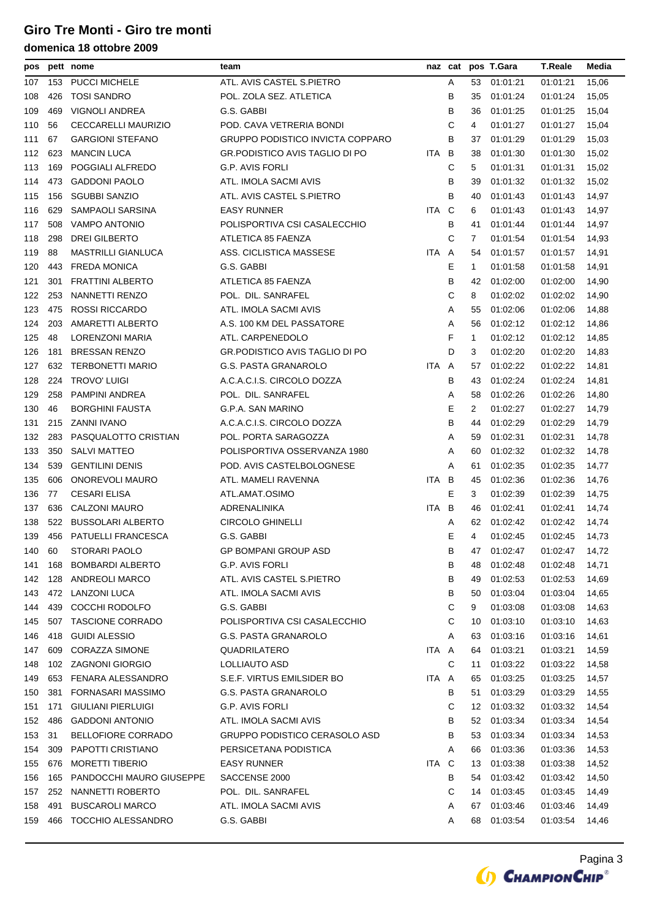# Giro Tre Monti - Giro tre monti

## domenica 18 ottobre 2009

| pos | pett | nome | team | naz | cat | pos | T.Gara | T.Reale | Media |
|---|---|---|---|---|---|---|---|---|---|
| 107 | 153 | PUCCI MICHELE | ATL. AVIS CASTEL S.PIETRO | | A | 53 | 01:01:21 | 01:01:21 | 15,06 |
| 108 | 426 | TOSI SANDRO | POL. ZOLA SEZ. ATLETICA | | B | 35 | 01:01:24 | 01:01:24 | 15,05 |
| 109 | 469 | VIGNOLI ANDREA | G.S. GABBI | | B | 36 | 01:01:25 | 01:01:25 | 15,04 |
| 110 | 56 | CECCARELLI MAURIZIO | POD. CAVA VETRERIA BONDI | | C | 4 | 01:01:27 | 01:01:27 | 15,04 |
| 111 | 67 | GARGIONI STEFANO | GRUPPO PODISTICO INVICTA COPPARO | | B | 37 | 01:01:29 | 01:01:29 | 15,03 |
| 112 | 623 | MANCIN LUCA | GR.PODISTICO AVIS TAGLIO DI PO | ITA | B | 38 | 01:01:30 | 01:01:30 | 15,02 |
| 113 | 169 | POGGIALI ALFREDO | G.P. AVIS FORLI | | C | 5 | 01:01:31 | 01:01:31 | 15,02 |
| 114 | 473 | GADDONI PAOLO | ATL. IMOLA SACMI AVIS | | B | 39 | 01:01:32 | 01:01:32 | 15,02 |
| 115 | 156 | SGUBBI SANZIO | ATL. AVIS CASTEL S.PIETRO | | B | 40 | 01:01:43 | 01:01:43 | 14,97 |
| 116 | 629 | SAMPAOLI SARSINA | EASY RUNNER | ITA | C | 6 | 01:01:43 | 01:01:43 | 14,97 |
| 117 | 508 | VAMPO ANTONIO | POLISPORTIVA CSI CASALECCHIO | | B | 41 | 01:01:44 | 01:01:44 | 14,97 |
| 118 | 298 | DREI GILBERTO | ATLETICA 85 FAENZA | | C | 7 | 01:01:54 | 01:01:54 | 14,93 |
| 119 | 88 | MASTRILLI GIANLUCA | ASS. CICLISTICA MASSESE | ITA | A | 54 | 01:01:57 | 01:01:57 | 14,91 |
| 120 | 443 | FREDA MONICA | G.S. GABBI | | E | 1 | 01:01:58 | 01:01:58 | 14,91 |
| 121 | 301 | FRATTINI ALBERTO | ATLETICA 85 FAENZA | | B | 42 | 01:02:00 | 01:02:00 | 14,90 |
| 122 | 253 | NANNETTI RENZO | POL. DIL. SANRAFEL | | C | 8 | 01:02:02 | 01:02:02 | 14,90 |
| 123 | 475 | ROSSI RICCARDO | ATL. IMOLA SACMI AVIS | | A | 55 | 01:02:06 | 01:02:06 | 14,88 |
| 124 | 203 | AMARETTI ALBERTO | A.S. 100 KM DEL PASSATORE | | A | 56 | 01:02:12 | 01:02:12 | 14,86 |
| 125 | 48 | LORENZONI MARIA | ATL. CARPENEDOLO | | F | 1 | 01:02:12 | 01:02:12 | 14,85 |
| 126 | 181 | BRESSAN RENZO | GR.PODISTICO AVIS TAGLIO DI PO | | D | 3 | 01:02:20 | 01:02:20 | 14,83 |
| 127 | 632 | TERBONETTI MARIO | G.S. PASTA GRANAROLO | ITA | A | 57 | 01:02:22 | 01:02:22 | 14,81 |
| 128 | 224 | TROVO' LUIGI | A.C.A.C.I.S. CIRCOLO DOZZA | | B | 43 | 01:02:24 | 01:02:24 | 14,81 |
| 129 | 258 | PAMPINI ANDREA | POL. DIL. SANRAFEL | | A | 58 | 01:02:26 | 01:02:26 | 14,80 |
| 130 | 46 | BORGHINI FAUSTA | G.P.A. SAN MARINO | | E | 2 | 01:02:27 | 01:02:27 | 14,79 |
| 131 | 215 | ZANNI IVANO | A.C.A.C.I.S. CIRCOLO DOZZA | | B | 44 | 01:02:29 | 01:02:29 | 14,79 |
| 132 | 283 | PASQUALOTTO CRISTIAN | POL. PORTA SARAGOZZA | | A | 59 | 01:02:31 | 01:02:31 | 14,78 |
| 133 | 350 | SALVI MATTEO | POLISPORTIVA OSSERVANZA 1980 | | A | 60 | 01:02:32 | 01:02:32 | 14,78 |
| 134 | 539 | GENTILINI DENIS | POD. AVIS CASTELBOLOGNESE | | A | 61 | 01:02:35 | 01:02:35 | 14,77 |
| 135 | 606 | ONOREVOLI MAURO | ATL. MAMELI RAVENNA | ITA | B | 45 | 01:02:36 | 01:02:36 | 14,76 |
| 136 | 77 | CESARI ELISA | ATL.AMAT.OSIMO | | E | 3 | 01:02:39 | 01:02:39 | 14,75 |
| 137 | 636 | CALZONI MAURO | ADRENALINIKA | ITA | B | 46 | 01:02:41 | 01:02:41 | 14,74 |
| 138 | 522 | BUSSOLARI ALBERTO | CIRCOLO GHINELLI | | A | 62 | 01:02:42 | 01:02:42 | 14,74 |
| 139 | 456 | PATUELLI FRANCESCA | G.S. GABBI | | E | 4 | 01:02:45 | 01:02:45 | 14,73 |
| 140 | 60 | STORARI PAOLO | GP BOMPANI GROUP ASD | | B | 47 | 01:02:47 | 01:02:47 | 14,72 |
| 141 | 168 | BOMBARDI ALBERTO | G.P. AVIS FORLI | | B | 48 | 01:02:48 | 01:02:48 | 14,71 |
| 142 | 128 | ANDREOLI MARCO | ATL. AVIS CASTEL S.PIETRO | | B | 49 | 01:02:53 | 01:02:53 | 14,69 |
| 143 | 472 | LANZONI LUCA | ATL. IMOLA SACMI AVIS | | B | 50 | 01:03:04 | 01:03:04 | 14,65 |
| 144 | 439 | COCCHI RODOLFO | G.S. GABBI | | C | 9 | 01:03:08 | 01:03:08 | 14,63 |
| 145 | 507 | TASCIONE CORRADO | POLISPORTIVA CSI CASALECCHIO | | C | 10 | 01:03:10 | 01:03:10 | 14,63 |
| 146 | 418 | GUIDI ALESSIO | G.S. PASTA GRANAROLO | | A | 63 | 01:03:16 | 01:03:16 | 14,61 |
| 147 | 609 | CORAZZA SIMONE | QUADRILATERO | ITA | A | 64 | 01:03:21 | 01:03:21 | 14,59 |
| 148 | 102 | ZAGNONI GIORGIO | LOLLIAUTO ASD | | C | 11 | 01:03:22 | 01:03:22 | 14,58 |
| 149 | 653 | FENARA ALESSANDRO | S.E.F. VIRTUS EMILSIDER BO | ITA | A | 65 | 01:03:25 | 01:03:25 | 14,57 |
| 150 | 381 | FORNASARI MASSIMO | G.S. PASTA GRANAROLO | | B | 51 | 01:03:29 | 01:03:29 | 14,55 |
| 151 | 171 | GIULIANI PIERLUIGI | G.P. AVIS FORLI | | C | 12 | 01:03:32 | 01:03:32 | 14,54 |
| 152 | 486 | GADDONI ANTONIO | ATL. IMOLA SACMI AVIS | | B | 52 | 01:03:34 | 01:03:34 | 14,54 |
| 153 | 31 | BELLOFIORE CORRADO | GRUPPO PODISTICO CERASOLO ASD | | B | 53 | 01:03:34 | 01:03:34 | 14,53 |
| 154 | 309 | PAPOTTI CRISTIANO | PERSICETANA PODISTICA | | A | 66 | 01:03:36 | 01:03:36 | 14,53 |
| 155 | 676 | MORETTI TIBERIO | EASY RUNNER | ITA | C | 13 | 01:03:38 | 01:03:38 | 14,52 |
| 156 | 165 | PANDOCCHI MAURO GIUSEPPE | SACCENSE 2000 | | B | 54 | 01:03:42 | 01:03:42 | 14,50 |
| 157 | 252 | NANNETTI ROBERTO | POL. DIL. SANRAFEL | | C | 14 | 01:03:45 | 01:03:45 | 14,49 |
| 158 | 491 | BUSCAROLI MARCO | ATL. IMOLA SACMI AVIS | | A | 67 | 01:03:46 | 01:03:46 | 14,49 |
| 159 | 466 | TOCCHIO ALESSANDRO | G.S. GABBI | | A | 68 | 01:03:54 | 01:03:54 | 14,46 |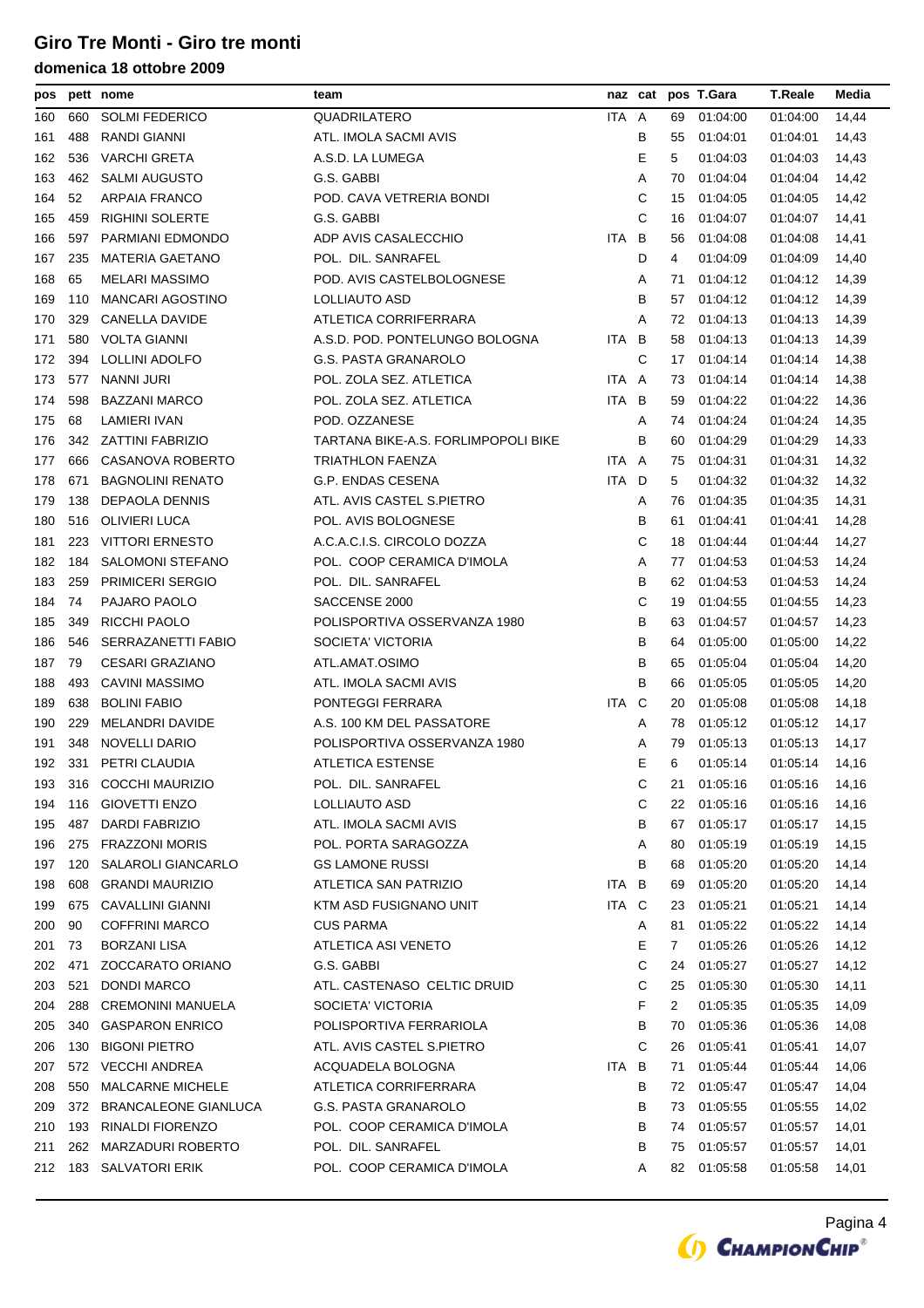# Giro Tre Monti - Giro tre monti

## domenica 18 ottobre 2009

| pos | pett | nome | team | naz | cat | pos | T.Gara | T.Reale | Media |
|---|---|---|---|---|---|---|---|---|---|
| 160 | 660 | SOLMI FEDERICO | QUADRILATERO | ITA | A | 69 | 01:04:00 | 01:04:00 | 14,44 |
| 161 | 488 | RANDI GIANNI | ATL. IMOLA SACMI AVIS | | B | 55 | 01:04:01 | 01:04:01 | 14,43 |
| 162 | 536 | VARCHI GRETA | A.S.D. LA LUMEGA | | E | 5 | 01:04:03 | 01:04:03 | 14,43 |
| 163 | 462 | SALMI AUGUSTO | G.S. GABBI | | A | 70 | 01:04:04 | 01:04:04 | 14,42 |
| 164 | 52 | ARPAIA FRANCO | POD. CAVA VETRERIA BONDI | | C | 15 | 01:04:05 | 01:04:05 | 14,42 |
| 165 | 459 | RIGHINI SOLERTE | G.S. GABBI | | C | 16 | 01:04:07 | 01:04:07 | 14,41 |
| 166 | 597 | PARMIANI EDMONDO | ADP AVIS CASALECCHIO | ITA | B | 56 | 01:04:08 | 01:04:08 | 14,41 |
| 167 | 235 | MATERIA GAETANO | POL. DIL. SANRAFEL | | D | 4 | 01:04:09 | 01:04:09 | 14,40 |
| 168 | 65 | MELARI MASSIMO | POD. AVIS CASTELBOLOGNESE | | A | 71 | 01:04:12 | 01:04:12 | 14,39 |
| 169 | 110 | MANCARI AGOSTINO | LOLLIAUTO ASD | | B | 57 | 01:04:12 | 01:04:12 | 14,39 |
| 170 | 329 | CANELLA DAVIDE | ATLETICA CORRIFERRARA | | A | 72 | 01:04:13 | 01:04:13 | 14,39 |
| 171 | 580 | VOLTA GIANNI | A.S.D. POD. PONTELUNGO BOLOGNA | ITA | B | 58 | 01:04:13 | 01:04:13 | 14,39 |
| 172 | 394 | LOLLINI ADOLFO | G.S. PASTA GRANAROLO | | C | 17 | 01:04:14 | 01:04:14 | 14,38 |
| 173 | 577 | NANNI JURI | POL. ZOLA SEZ. ATLETICA | ITA | A | 73 | 01:04:14 | 01:04:14 | 14,38 |
| 174 | 598 | BAZZANI MARCO | POL. ZOLA SEZ. ATLETICA | ITA | B | 59 | 01:04:22 | 01:04:22 | 14,36 |
| 175 | 68 | LAMIERI IVAN | POD. OZZANESE | | A | 74 | 01:04:24 | 01:04:24 | 14,35 |
| 176 | 342 | ZATTINI FABRIZIO | TARTANA BIKE-A.S. FORLIMPOPOLI BIKE | | B | 60 | 01:04:29 | 01:04:29 | 14,33 |
| 177 | 666 | CASANOVA ROBERTO | TRIATHLON FAENZA | ITA | A | 75 | 01:04:31 | 01:04:31 | 14,32 |
| 178 | 671 | BAGNOLINI RENATO | G.P. ENDAS CESENA | ITA | D | 5 | 01:04:32 | 01:04:32 | 14,32 |
| 179 | 138 | DEPAOLA DENNIS | ATL. AVIS CASTEL S.PIETRO | | A | 76 | 01:04:35 | 01:04:35 | 14,31 |
| 180 | 516 | OLIVIERI LUCA | POL. AVIS BOLOGNESE | | B | 61 | 01:04:41 | 01:04:41 | 14,28 |
| 181 | 223 | VITTORI ERNESTO | A.C.A.C.I.S. CIRCOLO DOZZA | | C | 18 | 01:04:44 | 01:04:44 | 14,27 |
| 182 | 184 | SALOMONI STEFANO | POL. COOP CERAMICA D'IMOLA | | A | 77 | 01:04:53 | 01:04:53 | 14,24 |
| 183 | 259 | PRIMICERI SERGIO | POL. DIL. SANRAFEL | | B | 62 | 01:04:53 | 01:04:53 | 14,24 |
| 184 | 74 | PAJARO PAOLO | SACCENSE 2000 | | C | 19 | 01:04:55 | 01:04:55 | 14,23 |
| 185 | 349 | RICCHI PAOLO | POLISPORTIVA OSSERVANZA 1980 | | B | 63 | 01:04:57 | 01:04:57 | 14,23 |
| 186 | 546 | SERRAZANETTI FABIO | SOCIETA' VICTORIA | | B | 64 | 01:05:00 | 01:05:00 | 14,22 |
| 187 | 79 | CESARI GRAZIANO | ATL.AMAT.OSIMO | | B | 65 | 01:05:04 | 01:05:04 | 14,20 |
| 188 | 493 | CAVINI MASSIMO | ATL. IMOLA SACMI AVIS | | B | 66 | 01:05:05 | 01:05:05 | 14,20 |
| 189 | 638 | BOLINI FABIO | PONTEGGI FERRARA | ITA | C | 20 | 01:05:08 | 01:05:08 | 14,18 |
| 190 | 229 | MELANDRI DAVIDE | A.S. 100 KM DEL PASSATORE | | A | 78 | 01:05:12 | 01:05:12 | 14,17 |
| 191 | 348 | NOVELLI DARIO | POLISPORTIVA OSSERVANZA 1980 | | A | 79 | 01:05:13 | 01:05:13 | 14,17 |
| 192 | 331 | PETRI CLAUDIA | ATLETICA ESTENSE | | E | 6 | 01:05:14 | 01:05:14 | 14,16 |
| 193 | 316 | COCCHI MAURIZIO | POL. DIL. SANRAFEL | | C | 21 | 01:05:16 | 01:05:16 | 14,16 |
| 194 | 116 | GIOVETTI ENZO | LOLLIAUTO ASD | | C | 22 | 01:05:16 | 01:05:16 | 14,16 |
| 195 | 487 | DARDI FABRIZIO | ATL. IMOLA SACMI AVIS | | B | 67 | 01:05:17 | 01:05:17 | 14,15 |
| 196 | 275 | FRAZZONI MORIS | POL. PORTA SARAGOZZA | | A | 80 | 01:05:19 | 01:05:19 | 14,15 |
| 197 | 120 | SALAROLI GIANCARLO | GS LAMONE RUSSI | | B | 68 | 01:05:20 | 01:05:20 | 14,14 |
| 198 | 608 | GRANDI MAURIZIO | ATLETICA SAN PATRIZIO | ITA | B | 69 | 01:05:20 | 01:05:20 | 14,14 |
| 199 | 675 | CAVALLINI GIANNI | KTM ASD FUSIGNANO UNIT | ITA | C | 23 | 01:05:21 | 01:05:21 | 14,14 |
| 200 | 90 | COFFRINI MARCO | CUS PARMA | | A | 81 | 01:05:22 | 01:05:22 | 14,14 |
| 201 | 73 | BORZANI LISA | ATLETICA ASI VENETO | | E | 7 | 01:05:26 | 01:05:26 | 14,12 |
| 202 | 471 | ZOCCARATO ORIANO | G.S. GABBI | | C | 24 | 01:05:27 | 01:05:27 | 14,12 |
| 203 | 521 | DONDI MARCO | ATL. CASTENASO CELTIC DRUID | | C | 25 | 01:05:30 | 01:05:30 | 14,11 |
| 204 | 288 | CREMONINI MANUELA | SOCIETA' VICTORIA | | F | 2 | 01:05:35 | 01:05:35 | 14,09 |
| 205 | 340 | GASPARON ENRICO | POLISPORTIVA FERRARIOLA | | B | 70 | 01:05:36 | 01:05:36 | 14,08 |
| 206 | 130 | BIGONI PIETRO | ATL. AVIS CASTEL S.PIETRO | | C | 26 | 01:05:41 | 01:05:41 | 14,07 |
| 207 | 572 | VECCHI ANDREA | ACQUADELA BOLOGNA | ITA | B | 71 | 01:05:44 | 01:05:44 | 14,06 |
| 208 | 550 | MALCARNE MICHELE | ATLETICA CORRIFERRARA | | B | 72 | 01:05:47 | 01:05:47 | 14,04 |
| 209 | 372 | BRANCALEONE GIANLUCA | G.S. PASTA GRANAROLO | | B | 73 | 01:05:55 | 01:05:55 | 14,02 |
| 210 | 193 | RINALDI FIORENZO | POL. COOP CERAMICA D'IMOLA | | B | 74 | 01:05:57 | 01:05:57 | 14,01 |
| 211 | 262 | MARZADURI ROBERTO | POL. DIL. SANRAFEL | | B | 75 | 01:05:57 | 01:05:57 | 14,01 |
| 212 | 183 | SALVATORI ERIK | POL. COOP CERAMICA D'IMOLA | | A | 82 | 01:05:58 | 01:05:58 | 14,01 |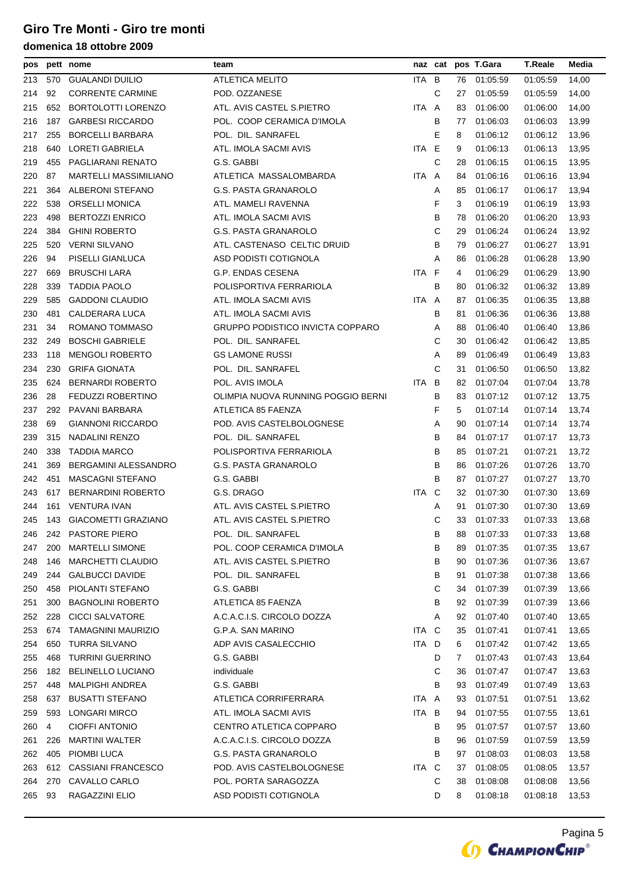# Giro Tre Monti - Giro tre monti

## domenica 18 ottobre 2009

| pos | pett | nome | team | naz | cat | pos | T.Gara | T.Reale | Media |
|---|---|---|---|---|---|---|---|---|---|
| 213 | 570 | GUALANDI DUILIO | ATLETICA MELITO | ITA | B | 76 | 01:05:59 | 01:05:59 | 14,00 |
| 214 | 92 | CORRENTE CARMINE | POD. OZZANESE | | C | 27 | 01:05:59 | 01:05:59 | 14,00 |
| 215 | 652 | BORTOLOTTI LORENZO | ATL. AVIS CASTEL S.PIETRO | ITA | A | 83 | 01:06:00 | 01:06:00 | 14,00 |
| 216 | 187 | GARBESI RICCARDO | POL. COOP CERAMICA D'IMOLA | | B | 77 | 01:06:03 | 01:06:03 | 13,99 |
| 217 | 255 | BORCELLI BARBARA | POL. DIL. SANRAFEL | | E | 8 | 01:06:12 | 01:06:12 | 13,96 |
| 218 | 640 | LORETI GABRIELA | ATL. IMOLA SACMI AVIS | ITA | E | 9 | 01:06:13 | 01:06:13 | 13,95 |
| 219 | 455 | PAGLIARANI RENATO | G.S. GABBI | | C | 28 | 01:06:15 | 01:06:15 | 13,95 |
| 220 | 87 | MARTELLI MASSIMILIANO | ATLETICA MASSALOMBARDA | ITA | A | 84 | 01:06:16 | 01:06:16 | 13,94 |
| 221 | 364 | ALBERONI STEFANO | G.S. PASTA GRANAROLO | | A | 85 | 01:06:17 | 01:06:17 | 13,94 |
| 222 | 538 | ORSELLI MONICA | ATL. MAMELI RAVENNA | | F | 3 | 01:06:19 | 01:06:19 | 13,93 |
| 223 | 498 | BERTOZZI ENRICO | ATL. IMOLA SACMI AVIS | | B | 78 | 01:06:20 | 01:06:20 | 13,93 |
| 224 | 384 | GHINI ROBERTO | G.S. PASTA GRANAROLO | | C | 29 | 01:06:24 | 01:06:24 | 13,92 |
| 225 | 520 | VERNI SILVANO | ATL. CASTENASO CELTIC DRUID | | B | 79 | 01:06:27 | 01:06:27 | 13,91 |
| 226 | 94 | PISELLI GIANLUCA | ASD PODISTI COTIGNOLA | | A | 86 | 01:06:28 | 01:06:28 | 13,90 |
| 227 | 669 | BRUSCHI LARA | G.P. ENDAS CESENA | ITA | F | 4 | 01:06:29 | 01:06:29 | 13,90 |
| 228 | 339 | TADDIA PAOLO | POLISPORTIVA FERRARIOLA | | B | 80 | 01:06:32 | 01:06:32 | 13,89 |
| 229 | 585 | GADDONI CLAUDIO | ATL. IMOLA SACMI AVIS | ITA | A | 87 | 01:06:35 | 01:06:35 | 13,88 |
| 230 | 481 | CALDERARA LUCA | ATL. IMOLA SACMI AVIS | | B | 81 | 01:06:36 | 01:06:36 | 13,88 |
| 231 | 34 | ROMANO TOMMASO | GRUPPO PODISTICO INVICTA COPPARO | | A | 88 | 01:06:40 | 01:06:40 | 13,86 |
| 232 | 249 | BOSCHI GABRIELE | POL. DIL. SANRAFEL | | C | 30 | 01:06:42 | 01:06:42 | 13,85 |
| 233 | 118 | MENGOLI ROBERTO | GS LAMONE RUSSI | | A | 89 | 01:06:49 | 01:06:49 | 13,83 |
| 234 | 230 | GRIFA GIONATA | POL. DIL. SANRAFEL | | C | 31 | 01:06:50 | 01:06:50 | 13,82 |
| 235 | 624 | BERNARDI ROBERTO | POL. AVIS IMOLA | ITA | B | 82 | 01:07:04 | 01:07:04 | 13,78 |
| 236 | 28 | FEDUZZI ROBERTINO | OLIMPIA NUOVA RUNNING POGGIO BERNI | | B | 83 | 01:07:12 | 01:07:12 | 13,75 |
| 237 | 292 | PAVANI BARBARA | ATLETICA 85 FAENZA | | F | 5 | 01:07:14 | 01:07:14 | 13,74 |
| 238 | 69 | GIANNONI RICCARDO | POD. AVIS CASTELBOLOGNESE | | A | 90 | 01:07:14 | 01:07:14 | 13,74 |
| 239 | 315 | NADALINI RENZO | POL. DIL. SANRAFEL | | B | 84 | 01:07:17 | 01:07:17 | 13,73 |
| 240 | 338 | TADDIA MARCO | POLISPORTIVA FERRARIOLA | | B | 85 | 01:07:21 | 01:07:21 | 13,72 |
| 241 | 369 | BERGAMINI ALESSANDRO | G.S. PASTA GRANAROLO | | B | 86 | 01:07:26 | 01:07:26 | 13,70 |
| 242 | 451 | MASCAGNI STEFANO | G.S. GABBI | | B | 87 | 01:07:27 | 01:07:27 | 13,70 |
| 243 | 617 | BERNARDINI ROBERTO | G.S. DRAGO | ITA | C | 32 | 01:07:30 | 01:07:30 | 13,69 |
| 244 | 161 | VENTURA IVAN | ATL. AVIS CASTEL S.PIETRO | | A | 91 | 01:07:30 | 01:07:30 | 13,69 |
| 245 | 143 | GIACOMETTI GRAZIANO | ATL. AVIS CASTEL S.PIETRO | | C | 33 | 01:07:33 | 01:07:33 | 13,68 |
| 246 | 242 | PASTORE PIERO | POL. DIL. SANRAFEL | | B | 88 | 01:07:33 | 01:07:33 | 13,68 |
| 247 | 200 | MARTELLI SIMONE | POL. COOP CERAMICA D'IMOLA | | B | 89 | 01:07:35 | 01:07:35 | 13,67 |
| 248 | 146 | MARCHETTI CLAUDIO | ATL. AVIS CASTEL S.PIETRO | | B | 90 | 01:07:36 | 01:07:36 | 13,67 |
| 249 | 244 | GALBUCCI DAVIDE | POL. DIL. SANRAFEL | | B | 91 | 01:07:38 | 01:07:38 | 13,66 |
| 250 | 458 | PIOLANTI STEFANO | G.S. GABBI | | C | 34 | 01:07:39 | 01:07:39 | 13,66 |
| 251 | 300 | BAGNOLINI ROBERTO | ATLETICA 85 FAENZA | | B | 92 | 01:07:39 | 01:07:39 | 13,66 |
| 252 | 228 | CICCI SALVATORE | A.C.A.C.I.S. CIRCOLO DOZZA | | A | 92 | 01:07:40 | 01:07:40 | 13,65 |
| 253 | 674 | TAMAGNINI MAURIZIO | G.P.A. SAN MARINO | ITA | C | 35 | 01:07:41 | 01:07:41 | 13,65 |
| 254 | 650 | TURRA SILVANO | ADP AVIS CASALECCHIO | ITA | D | 6 | 01:07:42 | 01:07:42 | 13,65 |
| 255 | 468 | TURRINI GUERRINO | G.S. GABBI | | D | 7 | 01:07:43 | 01:07:43 | 13,64 |
| 256 | 182 | BELINELLO LUCIANO | individuale | | C | 36 | 01:07:47 | 01:07:47 | 13,63 |
| 257 | 448 | MALPIGHI ANDREA | G.S. GABBI | | B | 93 | 01:07:49 | 01:07:49 | 13,63 |
| 258 | 637 | BUSATTI STEFANO | ATLETICA CORRIFERRARA | ITA | A | 93 | 01:07:51 | 01:07:51 | 13,62 |
| 259 | 593 | LONGARI MIRCO | ATL. IMOLA SACMI AVIS | ITA | B | 94 | 01:07:55 | 01:07:55 | 13,61 |
| 260 | 4 | CIOFFI ANTONIO | CENTRO ATLETICA COPPARO | | B | 95 | 01:07:57 | 01:07:57 | 13,60 |
| 261 | 226 | MARTINI WALTER | A.C.A.C.I.S. CIRCOLO DOZZA | | B | 96 | 01:07:59 | 01:07:59 | 13,59 |
| 262 | 405 | PIOMBI LUCA | G.S. PASTA GRANAROLO | | B | 97 | 01:08:03 | 01:08:03 | 13,58 |
| 263 | 612 | CASSIANI FRANCESCO | POD. AVIS CASTELBOLOGNESE | ITA | C | 37 | 01:08:05 | 01:08:05 | 13,57 |
| 264 | 270 | CAVALLO CARLO | POL. PORTA SARAGOZZA | | C | 38 | 01:08:08 | 01:08:08 | 13,56 |
| 265 | 93 | RAGAZZINI ELIO | ASD PODISTI COTIGNOLA | | D | 8 | 01:08:18 | 01:08:18 | 13,53 |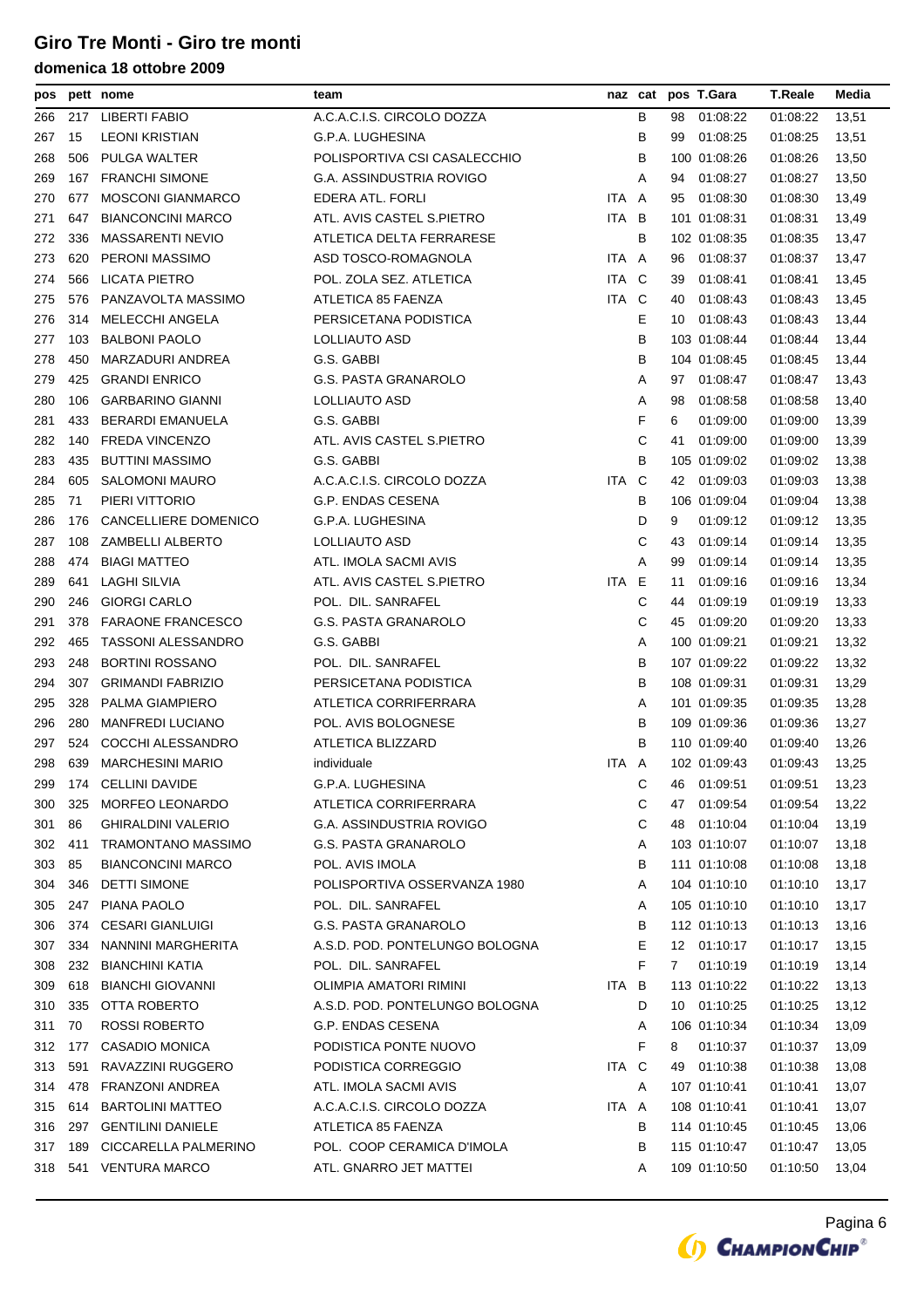# Giro Tre Monti - Giro tre monti

## domenica 18 ottobre 2009

| pos | pett | nome | team | naz | cat | pos | T.Gara | T.Reale | Media |
|---|---|---|---|---|---|---|---|---|---|
| 266 | 217 | LIBERTI FABIO | A.C.A.C.I.S. CIRCOLO DOZZA | | B | 98 | 01:08:22 | 01:08:22 | 13,51 |
| 267 | 15 | LEONI KRISTIAN | G.P.A. LUGHESINA | | B | 99 | 01:08:25 | 01:08:25 | 13,51 |
| 268 | 506 | PULGA WALTER | POLISPORTIVA CSI CASALECCHIO | | B | 100 | 01:08:26 | 01:08:26 | 13,50 |
| 269 | 167 | FRANCHI SIMONE | G.A. ASSINDUSTRIA ROVIGO | | A | 94 | 01:08:27 | 01:08:27 | 13,50 |
| 270 | 677 | MOSCONI GIANMARCO | EDERA ATL. FORLI | ITA | A | 95 | 01:08:30 | 01:08:30 | 13,49 |
| 271 | 647 | BIANCONCINI MARCO | ATL. AVIS CASTEL S.PIETRO | ITA | B | 101 | 01:08:31 | 01:08:31 | 13,49 |
| 272 | 336 | MASSARENTI NEVIO | ATLETICA DELTA FERRARESE | | B | 102 | 01:08:35 | 01:08:35 | 13,47 |
| 273 | 620 | PERONI MASSIMO | ASD TOSCO-ROMAGNOLA | ITA | A | 96 | 01:08:37 | 01:08:37 | 13,47 |
| 274 | 566 | LICATA PIETRO | POL. ZOLA SEZ. ATLETICA | ITA | C | 39 | 01:08:41 | 01:08:41 | 13,45 |
| 275 | 576 | PANZAVOLTA MASSIMO | ATLETICA 85 FAENZA | ITA | C | 40 | 01:08:43 | 01:08:43 | 13,45 |
| 276 | 314 | MELECCHI ANGELA | PERSICETANA PODISTICA | | E | 10 | 01:08:43 | 01:08:43 | 13,44 |
| 277 | 103 | BALBONI PAOLO | LOLLIAUTO ASD | | B | 103 | 01:08:44 | 01:08:44 | 13,44 |
| 278 | 450 | MARZADURI ANDREA | G.S. GABBI | | B | 104 | 01:08:45 | 01:08:45 | 13,44 |
| 279 | 425 | GRANDI ENRICO | G.S. PASTA GRANAROLO | | A | 97 | 01:08:47 | 01:08:47 | 13,43 |
| 280 | 106 | GARBARINO GIANNI | LOLLIAUTO ASD | | A | 98 | 01:08:58 | 01:08:58 | 13,40 |
| 281 | 433 | BERARDI EMANUELA | G.S. GABBI | | F | 6 | 01:09:00 | 01:09:00 | 13,39 |
| 282 | 140 | FREDA VINCENZO | ATL. AVIS CASTEL S.PIETRO | | C | 41 | 01:09:00 | 01:09:00 | 13,39 |
| 283 | 435 | BUTTINI MASSIMO | G.S. GABBI | | B | 105 | 01:09:02 | 01:09:02 | 13,38 |
| 284 | 605 | SALOMONI MAURO | A.C.A.C.I.S. CIRCOLO DOZZA | ITA | C | 42 | 01:09:03 | 01:09:03 | 13,38 |
| 285 | 71 | PIERI VITTORIO | G.P. ENDAS CESENA | | B | 106 | 01:09:04 | 01:09:04 | 13,38 |
| 286 | 176 | CANCELLIERE DOMENICO | G.P.A. LUGHESINA | | D | 9 | 01:09:12 | 01:09:12 | 13,35 |
| 287 | 108 | ZAMBELLI ALBERTO | LOLLIAUTO ASD | | C | 43 | 01:09:14 | 01:09:14 | 13,35 |
| 288 | 474 | BIAGI MATTEO | ATL. IMOLA SACMI AVIS | | A | 99 | 01:09:14 | 01:09:14 | 13,35 |
| 289 | 641 | LAGHI SILVIA | ATL. AVIS CASTEL S.PIETRO | ITA | E | 11 | 01:09:16 | 01:09:16 | 13,34 |
| 290 | 246 | GIORGI CARLO | POL. DIL. SANRAFEL | | C | 44 | 01:09:19 | 01:09:19 | 13,33 |
| 291 | 378 | FARAONE FRANCESCO | G.S. PASTA GRANAROLO | | C | 45 | 01:09:20 | 01:09:20 | 13,33 |
| 292 | 465 | TASSONI ALESSANDRO | G.S. GABBI | | A | 100 | 01:09:21 | 01:09:21 | 13,32 |
| 293 | 248 | BORTINI ROSSANO | POL. DIL. SANRAFEL | | B | 107 | 01:09:22 | 01:09:22 | 13,32 |
| 294 | 307 | GRIMANDI FABRIZIO | PERSICETANA PODISTICA | | B | 108 | 01:09:31 | 01:09:31 | 13,29 |
| 295 | 328 | PALMA GIAMPIERO | ATLETICA CORRIFERRARA | | A | 101 | 01:09:35 | 01:09:35 | 13,28 |
| 296 | 280 | MANFREDI LUCIANO | POL. AVIS BOLOGNESE | | B | 109 | 01:09:36 | 01:09:36 | 13,27 |
| 297 | 524 | COCCHI ALESSANDRO | ATLETICA BLIZZARD | | B | 110 | 01:09:40 | 01:09:40 | 13,26 |
| 298 | 639 | MARCHESINI MARIO | individuale | ITA | A | 102 | 01:09:43 | 01:09:43 | 13,25 |
| 299 | 174 | CELLINI DAVIDE | G.P.A. LUGHESINA | | C | 46 | 01:09:51 | 01:09:51 | 13,23 |
| 300 | 325 | MORFEO LEONARDO | ATLETICA CORRIFERRARA | | C | 47 | 01:09:54 | 01:09:54 | 13,22 |
| 301 | 86 | GHIRALDINI VALERIO | G.A. ASSINDUSTRIA ROVIGO | | C | 48 | 01:10:04 | 01:10:04 | 13,19 |
| 302 | 411 | TRAMONTANO MASSIMO | G.S. PASTA GRANAROLO | | A | 103 | 01:10:07 | 01:10:07 | 13,18 |
| 303 | 85 | BIANCONCINI MARCO | POL. AVIS IMOLA | | B | 111 | 01:10:08 | 01:10:08 | 13,18 |
| 304 | 346 | DETTI SIMONE | POLISPORTIVA OSSERVANZA 1980 | | A | 104 | 01:10:10 | 01:10:10 | 13,17 |
| 305 | 247 | PIANA PAOLO | POL. DIL. SANRAFEL | | A | 105 | 01:10:10 | 01:10:10 | 13,17 |
| 306 | 374 | CESARI GIANLUIGI | G.S. PASTA GRANAROLO | | B | 112 | 01:10:13 | 01:10:13 | 13,16 |
| 307 | 334 | NANNINI MARGHERITA | A.S.D. POD. PONTELUNGO BOLOGNA | | E | 12 | 01:10:17 | 01:10:17 | 13,15 |
| 308 | 232 | BIANCHINI KATIA | POL. DIL. SANRAFEL | | F | 7 | 01:10:19 | 01:10:19 | 13,14 |
| 309 | 618 | BIANCHI GIOVANNI | OLIMPIA AMATORI RIMINI | ITA | B | 113 | 01:10:22 | 01:10:22 | 13,13 |
| 310 | 335 | OTTA ROBERTO | A.S.D. POD. PONTELUNGO BOLOGNA | | D | 10 | 01:10:25 | 01:10:25 | 13,12 |
| 311 | 70 | ROSSI ROBERTO | G.P. ENDAS CESENA | | A | 106 | 01:10:34 | 01:10:34 | 13,09 |
| 312 | 177 | CASADIO MONICA | PODISTICA PONTE NUOVO | | F | 8 | 01:10:37 | 01:10:37 | 13,09 |
| 313 | 591 | RAVAZZINI RUGGERO | PODISTICA CORREGGIO | ITA | C | 49 | 01:10:38 | 01:10:38 | 13,08 |
| 314 | 478 | FRANZONI ANDREA | ATL. IMOLA SACMI AVIS | | A | 107 | 01:10:41 | 01:10:41 | 13,07 |
| 315 | 614 | BARTOLINI MATTEO | A.C.A.C.I.S. CIRCOLO DOZZA | ITA | A | 108 | 01:10:41 | 01:10:41 | 13,07 |
| 316 | 297 | GENTILINI DANIELE | ATLETICA 85 FAENZA | | B | 114 | 01:10:45 | 01:10:45 | 13,06 |
| 317 | 189 | CICCARELLA PALMERINO | POL. COOP CERAMICA D'IMOLA | | B | 115 | 01:10:47 | 01:10:47 | 13,05 |
| 318 | 541 | VENTURA MARCO | ATL. GNARRO JET MATTEI | | A | 109 | 01:10:50 | 01:10:50 | 13,04 |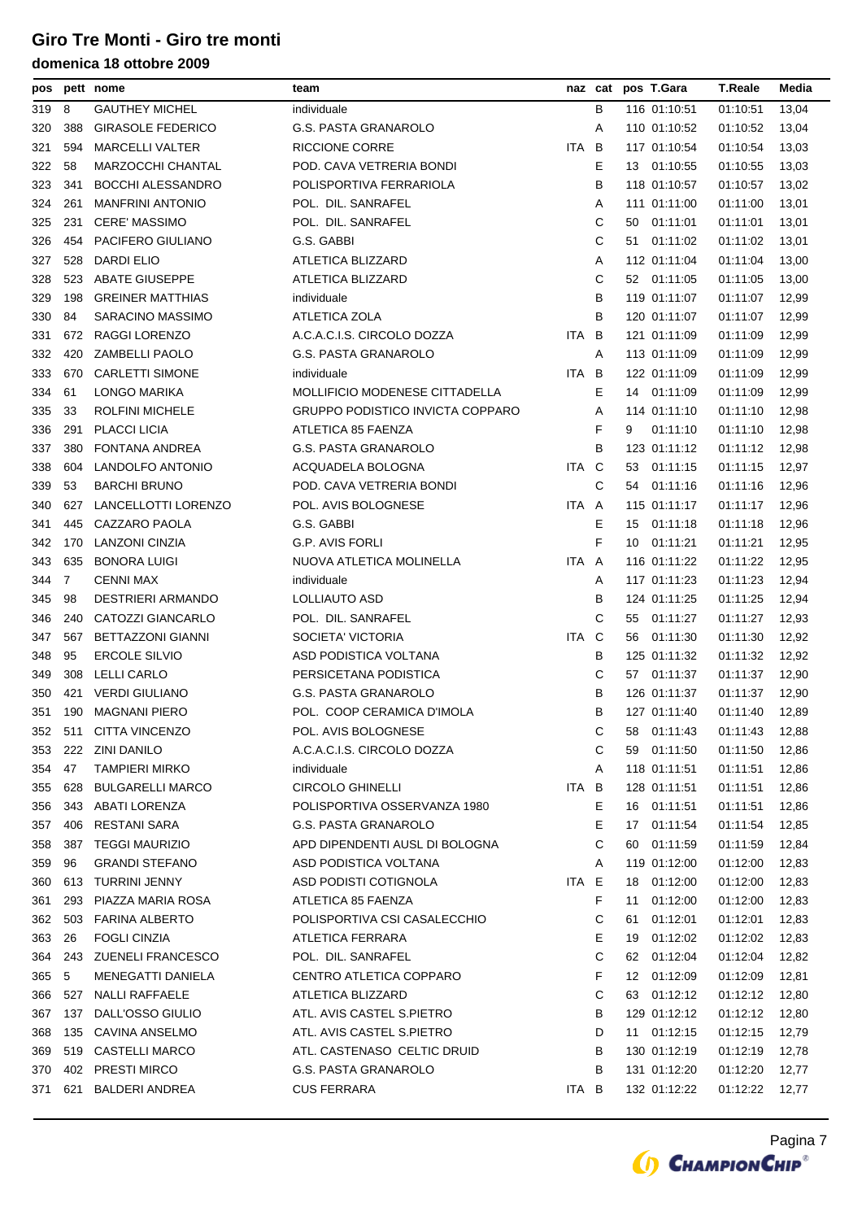# Giro Tre Monti - Giro tre monti

## domenica 18 ottobre 2009

| pos | pett | nome | team | naz | cat | pos | T.Gara | T.Reale | Media |
|---|---|---|---|---|---|---|---|---|---|
| 319 | 8 | GAUTHEY MICHEL | individuale | | B | 116 | 01:10:51 | 01:10:51 | 13,04 |
| 320 | 388 | GIRASOLE FEDERICO | G.S. PASTA GRANAROLO | | A | 110 | 01:10:52 | 01:10:52 | 13,04 |
| 321 | 594 | MARCELLI VALTER | RICCIONE CORRE | ITA | B | 117 | 01:10:54 | 01:10:54 | 13,03 |
| 322 | 58 | MARZOCCHI CHANTAL | POD. CAVA VETRERIA BONDI | | E | 13 | 01:10:55 | 01:10:55 | 13,03 |
| 323 | 341 | BOCCHI ALESSANDRO | POLISPORTIVA FERRARIOLA | | B | 118 | 01:10:57 | 01:10:57 | 13,02 |
| 324 | 261 | MANFRINI ANTONIO | POL. DIL. SANRAFEL | | A | 111 | 01:11:00 | 01:11:00 | 13,01 |
| 325 | 231 | CERE' MASSIMO | POL. DIL. SANRAFEL | | C | 50 | 01:11:01 | 01:11:01 | 13,01 |
| 326 | 454 | PACIFERO GIULIANO | G.S. GABBI | | C | 51 | 01:11:02 | 01:11:02 | 13,01 |
| 327 | 528 | DARDI ELIO | ATLETICA BLIZZARD | | A | 112 | 01:11:04 | 01:11:04 | 13,00 |
| 328 | 523 | ABATE GIUSEPPE | ATLETICA BLIZZARD | | C | 52 | 01:11:05 | 01:11:05 | 13,00 |
| 329 | 198 | GREINER MATTHIAS | individuale | | B | 119 | 01:11:07 | 01:11:07 | 12,99 |
| 330 | 84 | SARACINO MASSIMO | ATLETICA ZOLA | | B | 120 | 01:11:07 | 01:11:07 | 12,99 |
| 331 | 672 | RAGGI LORENZO | A.C.A.C.I.S. CIRCOLO DOZZA | ITA | B | 121 | 01:11:09 | 01:11:09 | 12,99 |
| 332 | 420 | ZAMBELLI PAOLO | G.S. PASTA GRANAROLO | | A | 113 | 01:11:09 | 01:11:09 | 12,99 |
| 333 | 670 | CARLETTI SIMONE | individuale | ITA | B | 122 | 01:11:09 | 01:11:09 | 12,99 |
| 334 | 61 | LONGO MARIKA | MOLLIFICIO MODENESE CITTADELLA | | E | 14 | 01:11:09 | 01:11:09 | 12,99 |
| 335 | 33 | ROLFINI MICHELE | GRUPPO PODISTICO INVICTA COPPARO | | A | 114 | 01:11:10 | 01:11:10 | 12,98 |
| 336 | 291 | PLACCI LICIA | ATLETICA 85 FAENZA | | F | 9 | 01:11:10 | 01:11:10 | 12,98 |
| 337 | 380 | FONTANA ANDREA | G.S. PASTA GRANAROLO | | B | 123 | 01:11:12 | 01:11:12 | 12,98 |
| 338 | 604 | LANDOLFO ANTONIO | ACQUADELA BOLOGNA | ITA | C | 53 | 01:11:15 | 01:11:15 | 12,97 |
| 339 | 53 | BARCHI BRUNO | POD. CAVA VETRERIA BONDI | | C | 54 | 01:11:16 | 01:11:16 | 12,96 |
| 340 | 627 | LANCELLOTTI LORENZO | POL. AVIS BOLOGNESE | ITA | A | 115 | 01:11:17 | 01:11:17 | 12,96 |
| 341 | 445 | CAZZARO PAOLA | G.S. GABBI | | E | 15 | 01:11:18 | 01:11:18 | 12,96 |
| 342 | 170 | LANZONI CINZIA | G.P. AVIS FORLI | | F | 10 | 01:11:21 | 01:11:21 | 12,95 |
| 343 | 635 | BONORA LUIGI | NUOVA ATLETICA MOLINELLA | ITA | A | 116 | 01:11:22 | 01:11:22 | 12,95 |
| 344 | 7 | CENNI MAX | individuale | | A | 117 | 01:11:23 | 01:11:23 | 12,94 |
| 345 | 98 | DESTRIERI ARMANDO | LOLLIAUTO ASD | | B | 124 | 01:11:25 | 01:11:25 | 12,94 |
| 346 | 240 | CATOZZI GIANCARLO | POL. DIL. SANRAFEL | | C | 55 | 01:11:27 | 01:11:27 | 12,93 |
| 347 | 567 | BETTAZZONI GIANNI | SOCIETA' VICTORIA | ITA | C | 56 | 01:11:30 | 01:11:30 | 12,92 |
| 348 | 95 | ERCOLE SILVIO | ASD PODISTICA VOLTANA | | B | 125 | 01:11:32 | 01:11:32 | 12,92 |
| 349 | 308 | LELLI CARLO | PERSICETANA PODISTICA | | C | 57 | 01:11:37 | 01:11:37 | 12,90 |
| 350 | 421 | VERDI GIULIANO | G.S. PASTA GRANAROLO | | B | 126 | 01:11:37 | 01:11:37 | 12,90 |
| 351 | 190 | MAGNANI PIERO | POL. COOP CERAMICA D'IMOLA | | B | 127 | 01:11:40 | 01:11:40 | 12,89 |
| 352 | 511 | CITTA VINCENZO | POL. AVIS BOLOGNESE | | C | 58 | 01:11:43 | 01:11:43 | 12,88 |
| 353 | 222 | ZINI DANILO | A.C.A.C.I.S. CIRCOLO DOZZA | | C | 59 | 01:11:50 | 01:11:50 | 12,86 |
| 354 | 47 | TAMPIERI MIRKO | individuale | | A | 118 | 01:11:51 | 01:11:51 | 12,86 |
| 355 | 628 | BULGARELLI MARCO | CIRCOLO GHINELLI | ITA | B | 128 | 01:11:51 | 01:11:51 | 12,86 |
| 356 | 343 | ABATI LORENZA | POLISPORTIVA OSSERVANZA 1980 | | E | 16 | 01:11:51 | 01:11:51 | 12,86 |
| 357 | 406 | RESTANI SARA | G.S. PASTA GRANAROLO | | E | 17 | 01:11:54 | 01:11:54 | 12,85 |
| 358 | 387 | TEGGI MAURIZIO | APD DIPENDENTI AUSL DI BOLOGNA | | C | 60 | 01:11:59 | 01:11:59 | 12,84 |
| 359 | 96 | GRANDI STEFANO | ASD PODISTICA VOLTANA | | A | 119 | 01:12:00 | 01:12:00 | 12,83 |
| 360 | 613 | TURRINI JENNY | ASD PODISTI COTIGNOLA | ITA | E | 18 | 01:12:00 | 01:12:00 | 12,83 |
| 361 | 293 | PIAZZA MARIA ROSA | ATLETICA 85 FAENZA | | F | 11 | 01:12:00 | 01:12:00 | 12,83 |
| 362 | 503 | FARINA ALBERTO | POLISPORTIVA CSI CASALECCHIO | | C | 61 | 01:12:01 | 01:12:01 | 12,83 |
| 363 | 26 | FOGLI CINZIA | ATLETICA FERRARA | | E | 19 | 01:12:02 | 01:12:02 | 12,83 |
| 364 | 243 | ZUENELI FRANCESCO | POL. DIL. SANRAFEL | | C | 62 | 01:12:04 | 01:12:04 | 12,82 |
| 365 | 5 | MENEGATTI DANIELA | CENTRO ATLETICA COPPARO | | F | 12 | 01:12:09 | 01:12:09 | 12,81 |
| 366 | 527 | NALLI RAFFAELE | ATLETICA BLIZZARD | | C | 63 | 01:12:12 | 01:12:12 | 12,80 |
| 367 | 137 | DALL'OSSO GIULIO | ATL. AVIS CASTEL S.PIETRO | | B | 129 | 01:12:12 | 01:12:12 | 12,80 |
| 368 | 135 | CAVINA ANSELMO | ATL. AVIS CASTEL S.PIETRO | | D | 11 | 01:12:15 | 01:12:15 | 12,79 |
| 369 | 519 | CASTELLI MARCO | ATL. CASTENASO CELTIC DRUID | | B | 130 | 01:12:19 | 01:12:19 | 12,78 |
| 370 | 402 | PRESTI MIRCO | G.S. PASTA GRANAROLO | | B | 131 | 01:12:20 | 01:12:20 | 12,77 |
| 371 | 621 | BALDERI ANDREA | CUS FERRARA | ITA | B | 132 | 01:12:22 | 01:12:22 | 12,77 |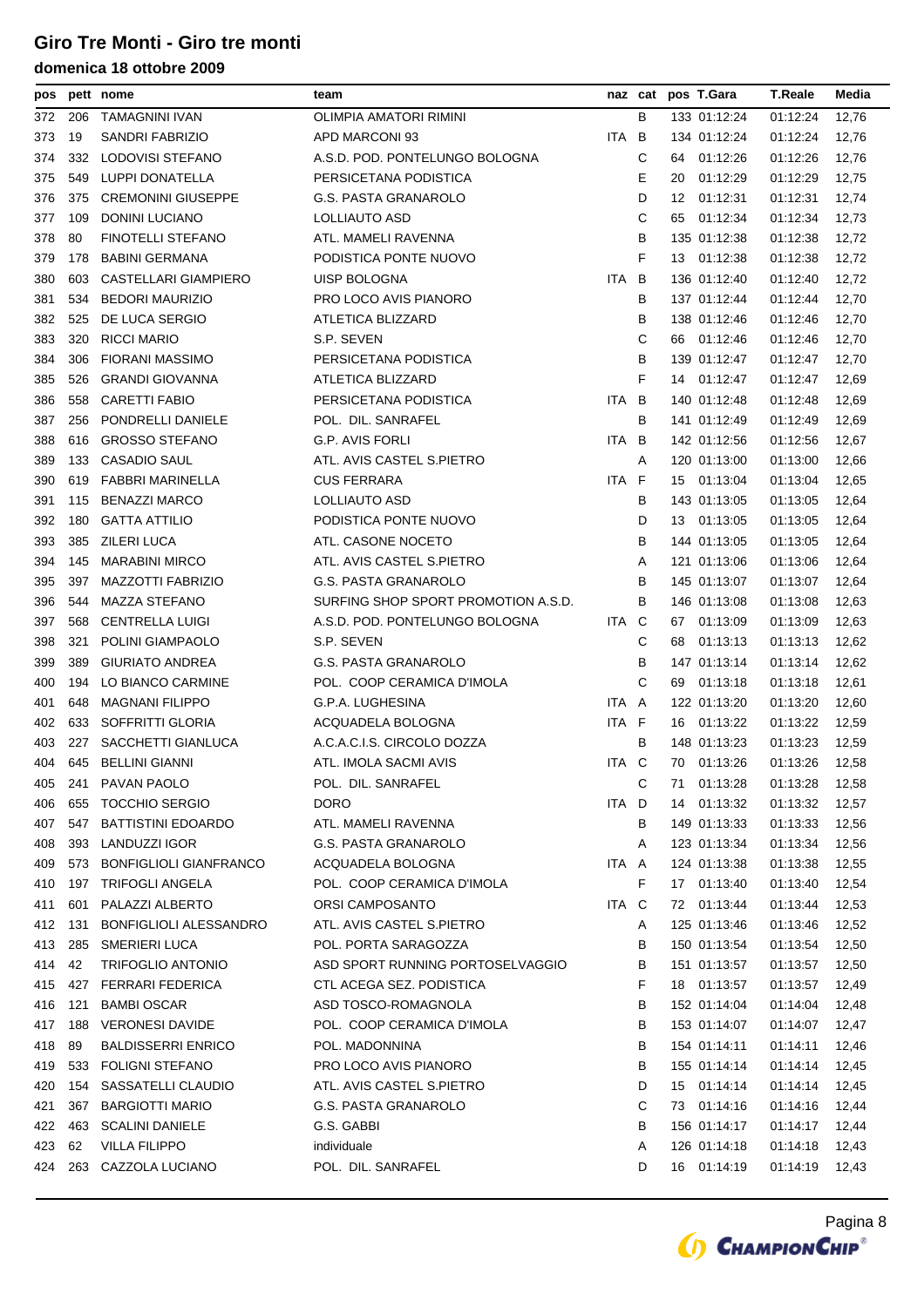# Giro Tre Monti - Giro tre monti

### domenica 18 ottobre 2009

| pos | pett | nome | team | naz | cat | pos | T.Gara | T.Reale | Media |
|---|---|---|---|---|---|---|---|---|---|
| 372 | 206 | TAMAGNINI IVAN | OLIMPIA AMATORI RIMINI | | B | 133 | 01:12:24 | 01:12:24 | 12,76 |
| 373 | 19 | SANDRI FABRIZIO | APD MARCONI 93 | ITA | B | 134 | 01:12:24 | 01:12:24 | 12,76 |
| 374 | 332 | LODOVISI STEFANO | A.S.D. POD. PONTELUNGO BOLOGNA | | C | 64 | 01:12:26 | 01:12:26 | 12,76 |
| 375 | 549 | LUPPI DONATELLA | PERSICETANA PODISTICA | | E | 20 | 01:12:29 | 01:12:29 | 12,75 |
| 376 | 375 | CREMONINI GIUSEPPE | G.S. PASTA GRANAROLO | | D | 12 | 01:12:31 | 01:12:31 | 12,74 |
| 377 | 109 | DONINI LUCIANO | LOLLIAUTO ASD | | C | 65 | 01:12:34 | 01:12:34 | 12,73 |
| 378 | 80 | FINOTELLI STEFANO | ATL. MAMELI RAVENNA | | B | 135 | 01:12:38 | 01:12:38 | 12,72 |
| 379 | 178 | BABINI GERMANA | PODISTICA PONTE NUOVO | | F | 13 | 01:12:38 | 01:12:38 | 12,72 |
| 380 | 603 | CASTELLARI GIAMPIERO | UISP BOLOGNA | ITA | B | 136 | 01:12:40 | 01:12:40 | 12,72 |
| 381 | 534 | BEDORI MAURIZIO | PRO LOCO AVIS PIANORO | | B | 137 | 01:12:44 | 01:12:44 | 12,70 |
| 382 | 525 | DE LUCA SERGIO | ATLETICA BLIZZARD | | B | 138 | 01:12:46 | 01:12:46 | 12,70 |
| 383 | 320 | RICCI MARIO | S.P. SEVEN | | C | 66 | 01:12:46 | 01:12:46 | 12,70 |
| 384 | 306 | FIORANI MASSIMO | PERSICETANA PODISTICA | | B | 139 | 01:12:47 | 01:12:47 | 12,70 |
| 385 | 526 | GRANDI GIOVANNA | ATLETICA BLIZZARD | | F | 14 | 01:12:47 | 01:12:47 | 12,69 |
| 386 | 558 | CARETTI FABIO | PERSICETANA PODISTICA | ITA | B | 140 | 01:12:48 | 01:12:48 | 12,69 |
| 387 | 256 | PONDRELLI DANIELE | POL. DIL. SANRAFEL | | B | 141 | 01:12:49 | 01:12:49 | 12,69 |
| 388 | 616 | GROSSO STEFANO | G.P. AVIS FORLI | ITA | B | 142 | 01:12:56 | 01:12:56 | 12,67 |
| 389 | 133 | CASADIO SAUL | ATL. AVIS CASTEL S.PIETRO | | A | 120 | 01:13:00 | 01:13:00 | 12,66 |
| 390 | 619 | FABBRI MARINELLA | CUS FERRARA | ITA | F | 15 | 01:13:04 | 01:13:04 | 12,65 |
| 391 | 115 | BENAZZI MARCO | LOLLIAUTO ASD | | B | 143 | 01:13:05 | 01:13:05 | 12,64 |
| 392 | 180 | GATTA ATTILIO | PODISTICA PONTE NUOVO | | D | 13 | 01:13:05 | 01:13:05 | 12,64 |
| 393 | 385 | ZILERI LUCA | ATL. CASONE NOCETO | | B | 144 | 01:13:05 | 01:13:05 | 12,64 |
| 394 | 145 | MARABINI MIRCO | ATL. AVIS CASTEL S.PIETRO | | A | 121 | 01:13:06 | 01:13:06 | 12,64 |
| 395 | 397 | MAZZOTTI FABRIZIO | G.S. PASTA GRANAROLO | | B | 145 | 01:13:07 | 01:13:07 | 12,64 |
| 396 | 544 | MAZZA STEFANO | SURFING SHOP SPORT PROMOTION A.S.D. | | B | 146 | 01:13:08 | 01:13:08 | 12,63 |
| 397 | 568 | CENTRELLA LUIGI | A.S.D. POD. PONTELUNGO BOLOGNA | ITA | C | 67 | 01:13:09 | 01:13:09 | 12,63 |
| 398 | 321 | POLINI GIAMPAOLO | S.P. SEVEN | | C | 68 | 01:13:13 | 01:13:13 | 12,62 |
| 399 | 389 | GIURIATO ANDREA | G.S. PASTA GRANAROLO | | B | 147 | 01:13:14 | 01:13:14 | 12,62 |
| 400 | 194 | LO BIANCO CARMINE | POL. COOP CERAMICA D'IMOLA | | C | 69 | 01:13:18 | 01:13:18 | 12,61 |
| 401 | 648 | MAGNANI FILIPPO | G.P.A. LUGHESINA | ITA | A | 122 | 01:13:20 | 01:13:20 | 12,60 |
| 402 | 633 | SOFFRITTI GLORIA | ACQUADELA BOLOGNA | ITA | F | 16 | 01:13:22 | 01:13:22 | 12,59 |
| 403 | 227 | SACCHETTI GIANLUCA | A.C.A.C.I.S. CIRCOLO DOZZA | | B | 148 | 01:13:23 | 01:13:23 | 12,59 |
| 404 | 645 | BELLINI GIANNI | ATL. IMOLA SACMI AVIS | ITA | C | 70 | 01:13:26 | 01:13:26 | 12,58 |
| 405 | 241 | PAVAN PAOLO | POL. DIL. SANRAFEL | | C | 71 | 01:13:28 | 01:13:28 | 12,58 |
| 406 | 655 | TOCCHIO SERGIO | DORO | ITA | D | 14 | 01:13:32 | 01:13:32 | 12,57 |
| 407 | 547 | BATTISTINI EDOARDO | ATL. MAMELI RAVENNA | | B | 149 | 01:13:33 | 01:13:33 | 12,56 |
| 408 | 393 | LANDUZZI IGOR | G.S. PASTA GRANAROLO | | A | 123 | 01:13:34 | 01:13:34 | 12,56 |
| 409 | 573 | BONFIGLIOLI GIANFRANCO | ACQUADELA BOLOGNA | ITA | A | 124 | 01:13:38 | 01:13:38 | 12,55 |
| 410 | 197 | TRIFOGLI ANGELA | POL. COOP CERAMICA D'IMOLA | | F | 17 | 01:13:40 | 01:13:40 | 12,54 |
| 411 | 601 | PALAZZI ALBERTO | ORSI CAMPOSANTO | ITA | C | 72 | 01:13:44 | 01:13:44 | 12,53 |
| 412 | 131 | BONFIGLIOLI ALESSANDRO | ATL. AVIS CASTEL S.PIETRO | | A | 125 | 01:13:46 | 01:13:46 | 12,52 |
| 413 | 285 | SMERIERI LUCA | POL. PORTA SARAGOZZA | | B | 150 | 01:13:54 | 01:13:54 | 12,50 |
| 414 | 42 | TRIFOGLIO ANTONIO | ASD SPORT RUNNING PORTOSELVAGGIO | | B | 151 | 01:13:57 | 01:13:57 | 12,50 |
| 415 | 427 | FERRARI FEDERICA | CTL ACEGA SEZ. PODISTICA | | F | 18 | 01:13:57 | 01:13:57 | 12,49 |
| 416 | 121 | BAMBI OSCAR | ASD TOSCO-ROMAGNOLA | | B | 152 | 01:14:04 | 01:14:04 | 12,48 |
| 417 | 188 | VERONESI DAVIDE | POL. COOP CERAMICA D'IMOLA | | B | 153 | 01:14:07 | 01:14:07 | 12,47 |
| 418 | 89 | BALDISSERRI ENRICO | POL. MADONNINA | | B | 154 | 01:14:11 | 01:14:11 | 12,46 |
| 419 | 533 | FOLIGNI STEFANO | PRO LOCO AVIS PIANORO | | B | 155 | 01:14:14 | 01:14:14 | 12,45 |
| 420 | 154 | SASSATELLI CLAUDIO | ATL. AVIS CASTEL S.PIETRO | | D | 15 | 01:14:14 | 01:14:14 | 12,45 |
| 421 | 367 | BARGIOTTI MARIO | G.S. PASTA GRANAROLO | | C | 73 | 01:14:16 | 01:14:16 | 12,44 |
| 422 | 463 | SCALINI DANIELE | G.S. GABBI | | B | 156 | 01:14:17 | 01:14:17 | 12,44 |
| 423 | 62 | VILLA FILIPPO | individuale | | A | 126 | 01:14:18 | 01:14:18 | 12,43 |
| 424 | 263 | CAZZOLA LUCIANO | POL. DIL. SANRAFEL | | D | 16 | 01:14:19 | 01:14:19 | 12,43 |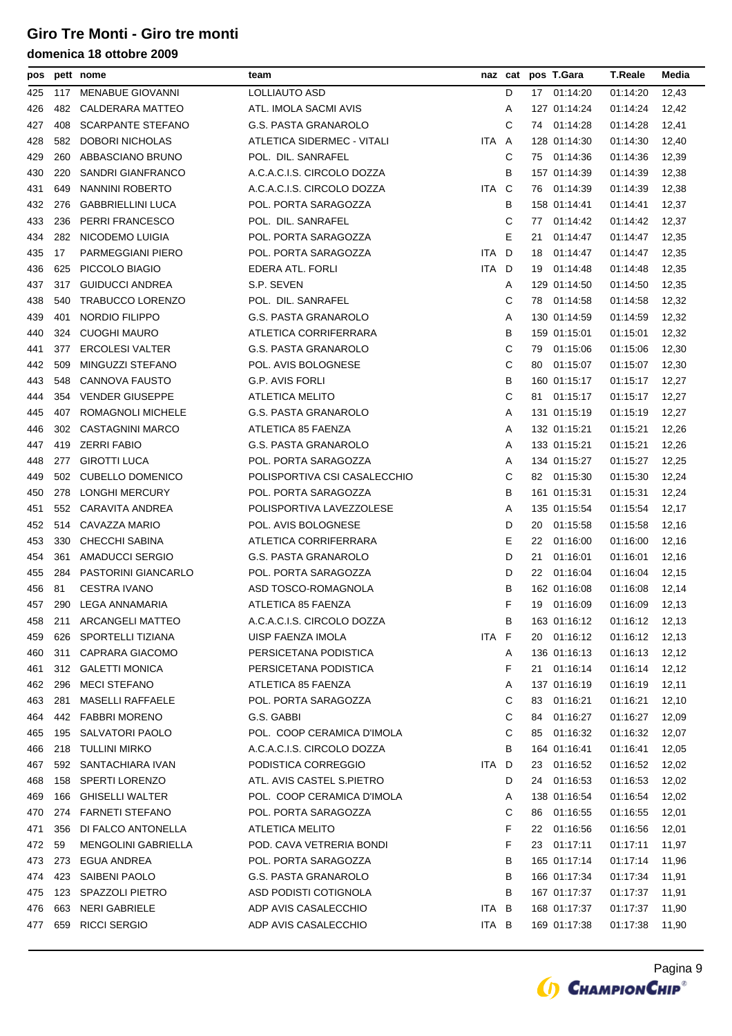# Giro Tre Monti - Giro tre monti

## domenica 18 ottobre 2009

| pos | pett | nome | team | naz | cat | pos | T.Gara | T.Reale | Media |
|---|---|---|---|---|---|---|---|---|---|
| 425 | 117 | MENABUE GIOVANNI | LOLLIAUTO ASD | | D | 17 | 01:14:20 | 01:14:20 | 12,43 |
| 426 | 482 | CALDERARA MATTEO | ATL. IMOLA SACMI AVIS | | A | 127 | 01:14:24 | 01:14:24 | 12,42 |
| 427 | 408 | SCARPANTE STEFANO | G.S. PASTA GRANAROLO | | C | 74 | 01:14:28 | 01:14:28 | 12,41 |
| 428 | 582 | DOBORI NICHOLAS | ATLETICA SIDERMEC - VITALI | ITA | A | 128 | 01:14:30 | 01:14:30 | 12,40 |
| 429 | 260 | ABBASCIANO BRUNO | POL. DIL. SANRAFEL | | C | 75 | 01:14:36 | 01:14:36 | 12,39 |
| 430 | 220 | SANDRI GIANFRANCO | A.C.A.C.I.S. CIRCOLO DOZZA | | B | 157 | 01:14:39 | 01:14:39 | 12,38 |
| 431 | 649 | NANNINI ROBERTO | A.C.A.C.I.S. CIRCOLO DOZZA | ITA | C | 76 | 01:14:39 | 01:14:39 | 12,38 |
| 432 | 276 | GABBRIELLINI LUCA | POL. PORTA SARAGOZZA | | B | 158 | 01:14:41 | 01:14:41 | 12,37 |
| 433 | 236 | PERRI FRANCESCO | POL. DIL. SANRAFEL | | C | 77 | 01:14:42 | 01:14:42 | 12,37 |
| 434 | 282 | NICODEMO LUIGIA | POL. PORTA SARAGOZZA | | E | 21 | 01:14:47 | 01:14:47 | 12,35 |
| 435 | 17 | PARMEGGIANI PIERO | POL. PORTA SARAGOZZA | ITA | D | 18 | 01:14:47 | 01:14:47 | 12,35 |
| 436 | 625 | PICCOLO BIAGIO | EDERA ATL. FORLI | ITA | D | 19 | 01:14:48 | 01:14:48 | 12,35 |
| 437 | 317 | GUIDUCCI ANDREA | S.P. SEVEN | | A | 129 | 01:14:50 | 01:14:50 | 12,35 |
| 438 | 540 | TRABUCCO LORENZO | POL. DIL. SANRAFEL | | C | 78 | 01:14:58 | 01:14:58 | 12,32 |
| 439 | 401 | NORDIO FILIPPO | G.S. PASTA GRANAROLO | | A | 130 | 01:14:59 | 01:14:59 | 12,32 |
| 440 | 324 | CUOGHI MAURO | ATLETICA CORRIFERRARA | | B | 159 | 01:15:01 | 01:15:01 | 12,32 |
| 441 | 377 | ERCOLESI VALTER | G.S. PASTA GRANAROLO | | C | 79 | 01:15:06 | 01:15:06 | 12,30 |
| 442 | 509 | MINGUZZI STEFANO | POL. AVIS BOLOGNESE | | C | 80 | 01:15:07 | 01:15:07 | 12,30 |
| 443 | 548 | CANNOVA FAUSTO | G.P. AVIS FORLI | | B | 160 | 01:15:17 | 01:15:17 | 12,27 |
| 444 | 354 | VENDER GIUSEPPE | ATLETICA MELITO | | C | 81 | 01:15:17 | 01:15:17 | 12,27 |
| 445 | 407 | ROMAGNOLI MICHELE | G.S. PASTA GRANAROLO | | A | 131 | 01:15:19 | 01:15:19 | 12,27 |
| 446 | 302 | CASTAGNINI MARCO | ATLETICA 85 FAENZA | | A | 132 | 01:15:21 | 01:15:21 | 12,26 |
| 447 | 419 | ZERRI FABIO | G.S. PASTA GRANAROLO | | A | 133 | 01:15:21 | 01:15:21 | 12,26 |
| 448 | 277 | GIROTTI LUCA | POL. PORTA SARAGOZZA | | A | 134 | 01:15:27 | 01:15:27 | 12,25 |
| 449 | 502 | CUBELLO DOMENICO | POLISPORTIVA CSI CASALECCHIO | | C | 82 | 01:15:30 | 01:15:30 | 12,24 |
| 450 | 278 | LONGHI MERCURY | POL. PORTA SARAGOZZA | | B | 161 | 01:15:31 | 01:15:31 | 12,24 |
| 451 | 552 | CARAVITA ANDREA | POLISPORTIVA LAVEZZOLESE | | A | 135 | 01:15:54 | 01:15:54 | 12,17 |
| 452 | 514 | CAVAZZA MARIO | POL. AVIS BOLOGNESE | | D | 20 | 01:15:58 | 01:15:58 | 12,16 |
| 453 | 330 | CHECCHI SABINA | ATLETICA CORRIFERRARA | | E | 22 | 01:16:00 | 01:16:00 | 12,16 |
| 454 | 361 | AMADUCCI SERGIO | G.S. PASTA GRANAROLO | | D | 21 | 01:16:01 | 01:16:01 | 12,16 |
| 455 | 284 | PASTORINI GIANCARLO | POL. PORTA SARAGOZZA | | D | 22 | 01:16:04 | 01:16:04 | 12,15 |
| 456 | 81 | CESTRA IVANO | ASD TOSCO-ROMAGNOLA | | B | 162 | 01:16:08 | 01:16:08 | 12,14 |
| 457 | 290 | LEGA ANNAMARIA | ATLETICA 85 FAENZA | | F | 19 | 01:16:09 | 01:16:09 | 12,13 |
| 458 | 211 | ARCANGELI MATTEO | A.C.A.C.I.S. CIRCOLO DOZZA | | B | 163 | 01:16:12 | 01:16:12 | 12,13 |
| 459 | 626 | SPORTELLI TIZIANA | UISP FAENZA IMOLA | ITA | F | 20 | 01:16:12 | 01:16:12 | 12,13 |
| 460 | 311 | CAPRARA GIACOMO | PERSICETANA PODISTICA | | A | 136 | 01:16:13 | 01:16:13 | 12,12 |
| 461 | 312 | GALETTI MONICA | PERSICETANA PODISTICA | | F | 21 | 01:16:14 | 01:16:14 | 12,12 |
| 462 | 296 | MECI STEFANO | ATLETICA 85 FAENZA | | A | 137 | 01:16:19 | 01:16:19 | 12,11 |
| 463 | 281 | MASELLI RAFFAELE | POL. PORTA SARAGOZZA | | C | 83 | 01:16:21 | 01:16:21 | 12,10 |
| 464 | 442 | FABBRI MORENO | G.S. GABBI | | C | 84 | 01:16:27 | 01:16:27 | 12,09 |
| 465 | 195 | SALVATORI PAOLO | POL. COOP CERAMICA D'IMOLA | | C | 85 | 01:16:32 | 01:16:32 | 12,07 |
| 466 | 218 | TULLINI MIRKO | A.C.A.C.I.S. CIRCOLO DOZZA | | B | 164 | 01:16:41 | 01:16:41 | 12,05 |
| 467 | 592 | SANTACHIARA IVAN | PODISTICA CORREGGIO | ITA | D | 23 | 01:16:52 | 01:16:52 | 12,02 |
| 468 | 158 | SPERTI LORENZO | ATL. AVIS CASTEL S.PIETRO | | D | 24 | 01:16:53 | 01:16:53 | 12,02 |
| 469 | 166 | GHISELLI WALTER | POL. COOP CERAMICA D'IMOLA | | A | 138 | 01:16:54 | 01:16:54 | 12,02 |
| 470 | 274 | FARNETI STEFANO | POL. PORTA SARAGOZZA | | C | 86 | 01:16:55 | 01:16:55 | 12,01 |
| 471 | 356 | DI FALCO ANTONELLA | ATLETICA MELITO | | F | 22 | 01:16:56 | 01:16:56 | 12,01 |
| 472 | 59 | MENGOLINI GABRIELLA | POD. CAVA VETRERIA BONDI | | F | 23 | 01:17:11 | 01:17:11 | 11,97 |
| 473 | 273 | EGUA ANDREA | POL. PORTA SARAGOZZA | | B | 165 | 01:17:14 | 01:17:14 | 11,96 |
| 474 | 423 | SAIBENI PAOLO | G.S. PASTA GRANAROLO | | B | 166 | 01:17:34 | 01:17:34 | 11,91 |
| 475 | 123 | SPAZZOLI PIETRO | ASD PODISTI COTIGNOLA | | B | 167 | 01:17:37 | 01:17:37 | 11,91 |
| 476 | 663 | NERI GABRIELE | ADP AVIS CASALECCHIO | ITA | B | 168 | 01:17:37 | 01:17:37 | 11,90 |
| 477 | 659 | RICCI SERGIO | ADP AVIS CASALECCHIO | ITA | B | 169 | 01:17:38 | 01:17:38 | 11,90 |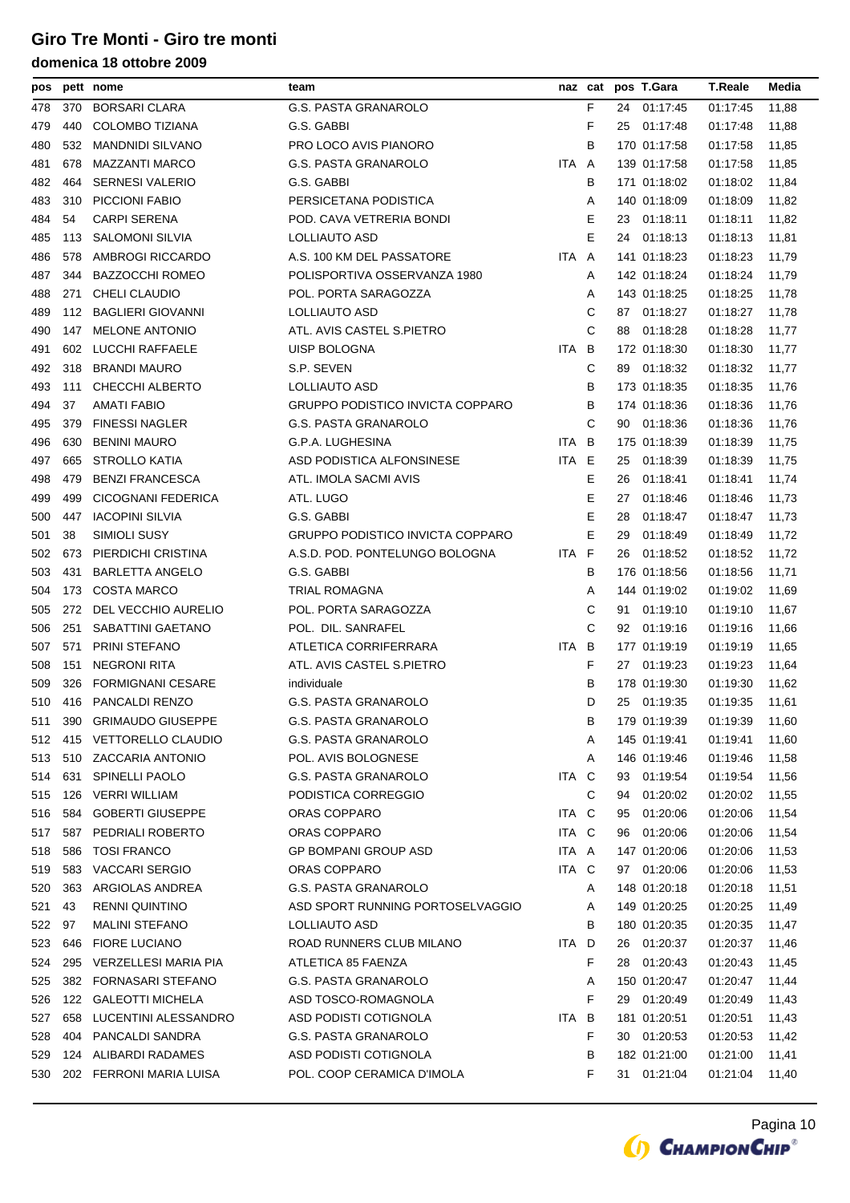# Giro Tre Monti - Giro tre monti

## domenica 18 ottobre 2009

| pos | pett | nome | team | naz | cat | pos | T.Gara | T.Reale | Media |
|---|---|---|---|---|---|---|---|---|---|
| 478 | 370 | BORSARI CLARA | G.S. PASTA GRANAROLO | | F | 24 | 01:17:45 | 01:17:45 | 11,88 |
| 479 | 440 | COLOMBO TIZIANA | G.S. GABBI | | F | 25 | 01:17:48 | 01:17:48 | 11,88 |
| 480 | 532 | MANDNIDI SILVANO | PRO LOCO AVIS PIANORO | | B | 170 | 01:17:58 | 01:17:58 | 11,85 |
| 481 | 678 | MAZZANTI MARCO | G.S. PASTA GRANAROLO | ITA | A | 139 | 01:17:58 | 01:17:58 | 11,85 |
| 482 | 464 | SERNESI VALERIO | G.S. GABBI | | B | 171 | 01:18:02 | 01:18:02 | 11,84 |
| 483 | 310 | PICCIONI FABIO | PERSICETANA PODISTICA | | A | 140 | 01:18:09 | 01:18:09 | 11,82 |
| 484 | 54 | CARPI SERENA | POD. CAVA VETRERIA BONDI | | E | 23 | 01:18:11 | 01:18:11 | 11,82 |
| 485 | 113 | SALOMONI SILVIA | LOLLIAUTO ASD | | E | 24 | 01:18:13 | 01:18:13 | 11,81 |
| 486 | 578 | AMBROGI RICCARDO | A.S. 100 KM DEL PASSATORE | ITA | A | 141 | 01:18:23 | 01:18:23 | 11,79 |
| 487 | 344 | BAZZOCCHI ROMEO | POLISPORTIVA OSSERVANZA 1980 | | A | 142 | 01:18:24 | 01:18:24 | 11,79 |
| 488 | 271 | CHELI CLAUDIO | POL. PORTA SARAGOZZA | | A | 143 | 01:18:25 | 01:18:25 | 11,78 |
| 489 | 112 | BAGLIERI GIOVANNI | LOLLIAUTO ASD | | C | 87 | 01:18:27 | 01:18:27 | 11,78 |
| 490 | 147 | MELONE ANTONIO | ATL. AVIS CASTEL S.PIETRO | | C | 88 | 01:18:28 | 01:18:28 | 11,77 |
| 491 | 602 | LUCCHI RAFFAELE | UISP BOLOGNA | ITA | B | 172 | 01:18:30 | 01:18:30 | 11,77 |
| 492 | 318 | BRANDI MAURO | S.P. SEVEN | | C | 89 | 01:18:32 | 01:18:32 | 11,77 |
| 493 | 111 | CHECCHI ALBERTO | LOLLIAUTO ASD | | B | 173 | 01:18:35 | 01:18:35 | 11,76 |
| 494 | 37 | AMATI FABIO | GRUPPO PODISTICO INVICTA COPPARO | | B | 174 | 01:18:36 | 01:18:36 | 11,76 |
| 495 | 379 | FINESSI NAGLER | G.S. PASTA GRANAROLO | | C | 90 | 01:18:36 | 01:18:36 | 11,76 |
| 496 | 630 | BENINI MAURO | G.P.A. LUGHESINA | ITA | B | 175 | 01:18:39 | 01:18:39 | 11,75 |
| 497 | 665 | STROLLO KATIA | ASD PODISTICA ALFONSINESE | ITA | E | 25 | 01:18:39 | 01:18:39 | 11,75 |
| 498 | 479 | BENZI FRANCESCA | ATL. IMOLA SACMI AVIS | | E | 26 | 01:18:41 | 01:18:41 | 11,74 |
| 499 | 499 | CICOGNANI FEDERICA | ATL. LUGO | | E | 27 | 01:18:46 | 01:18:46 | 11,73 |
| 500 | 447 | IACOPINI SILVIA | G.S. GABBI | | E | 28 | 01:18:47 | 01:18:47 | 11,73 |
| 501 | 38 | SIMIOLI SUSY | GRUPPO PODISTICO INVICTA COPPARO | | E | 29 | 01:18:49 | 01:18:49 | 11,72 |
| 502 | 673 | PIERDICHI CRISTINA | A.S.D. POD. PONTELUNGO BOLOGNA | ITA | F | 26 | 01:18:52 | 01:18:52 | 11,72 |
| 503 | 431 | BARLETTA ANGELO | G.S. GABBI | | B | 176 | 01:18:56 | 01:18:56 | 11,71 |
| 504 | 173 | COSTA MARCO | TRIAL ROMAGNA | | A | 144 | 01:19:02 | 01:19:02 | 11,69 |
| 505 | 272 | DEL VECCHIO AURELIO | POL. PORTA SARAGOZZA | | C | 91 | 01:19:10 | 01:19:10 | 11,67 |
| 506 | 251 | SABATTINI GAETANO | POL. DIL. SANRAFEL | | C | 92 | 01:19:16 | 01:19:16 | 11,66 |
| 507 | 571 | PRINI STEFANO | ATLETICA CORRIFERRARA | ITA | B | 177 | 01:19:19 | 01:19:19 | 11,65 |
| 508 | 151 | NEGRONI RITA | ATL. AVIS CASTEL S.PIETRO | | F | 27 | 01:19:23 | 01:19:23 | 11,64 |
| 509 | 326 | FORMIGNANI CESARE | individuale | | B | 178 | 01:19:30 | 01:19:30 | 11,62 |
| 510 | 416 | PANCALDI RENZO | G.S. PASTA GRANAROLO | | D | 25 | 01:19:35 | 01:19:35 | 11,61 |
| 511 | 390 | GRIMAUDO GIUSEPPE | G.S. PASTA GRANAROLO | | B | 179 | 01:19:39 | 01:19:39 | 11,60 |
| 512 | 415 | VETTORELLO CLAUDIO | G.S. PASTA GRANAROLO | | A | 145 | 01:19:41 | 01:19:41 | 11,60 |
| 513 | 510 | ZACCARIA ANTONIO | POL. AVIS BOLOGNESE | | A | 146 | 01:19:46 | 01:19:46 | 11,58 |
| 514 | 631 | SPINELLI PAOLO | G.S. PASTA GRANAROLO | ITA | C | 93 | 01:19:54 | 01:19:54 | 11,56 |
| 515 | 126 | VERRI WILLIAM | PODISTICA CORREGGIO | | C | 94 | 01:20:02 | 01:20:02 | 11,55 |
| 516 | 584 | GOBERTI GIUSEPPE | ORAS COPPARO | ITA | C | 95 | 01:20:06 | 01:20:06 | 11,54 |
| 517 | 587 | PEDRIALI ROBERTO | ORAS COPPARO | ITA | C | 96 | 01:20:06 | 01:20:06 | 11,54 |
| 518 | 586 | TOSI FRANCO | GP BOMPANI GROUP ASD | ITA | A | 147 | 01:20:06 | 01:20:06 | 11,53 |
| 519 | 583 | VACCARI SERGIO | ORAS COPPARO | ITA | C | 97 | 01:20:06 | 01:20:06 | 11,53 |
| 520 | 363 | ARGIOLAS ANDREA | G.S. PASTA GRANAROLO | | A | 148 | 01:20:18 | 01:20:18 | 11,51 |
| 521 | 43 | RENNI QUINTINO | ASD SPORT RUNNING PORTOSELVAGGIO | | A | 149 | 01:20:25 | 01:20:25 | 11,49 |
| 522 | 97 | MALINI STEFANO | LOLLIAUTO ASD | | B | 180 | 01:20:35 | 01:20:35 | 11,47 |
| 523 | 646 | FIORE LUCIANO | ROAD RUNNERS CLUB MILANO | ITA | D | 26 | 01:20:37 | 01:20:37 | 11,46 |
| 524 | 295 | VERZELLESI MARIA PIA | ATLETICA 85 FAENZA | | F | 28 | 01:20:43 | 01:20:43 | 11,45 |
| 525 | 382 | FORNASARI STEFANO | G.S. PASTA GRANAROLO | | A | 150 | 01:20:47 | 01:20:47 | 11,44 |
| 526 | 122 | GALEOTTI MICHELA | ASD TOSCO-ROMAGNOLA | | F | 29 | 01:20:49 | 01:20:49 | 11,43 |
| 527 | 658 | LUCENTINI ALESSANDRO | ASD PODISTI COTIGNOLA | ITA | B | 181 | 01:20:51 | 01:20:51 | 11,43 |
| 528 | 404 | PANCALDI SANDRA | G.S. PASTA GRANAROLO | | F | 30 | 01:20:53 | 01:20:53 | 11,42 |
| 529 | 124 | ALIBARDI RADAMES | ASD PODISTI COTIGNOLA | | B | 182 | 01:21:00 | 01:21:00 | 11,41 |
| 530 | 202 | FERRONI MARIA LUISA | POL. COOP CERAMICA D'IMOLA | | F | 31 | 01:21:04 | 01:21:04 | 11,40 |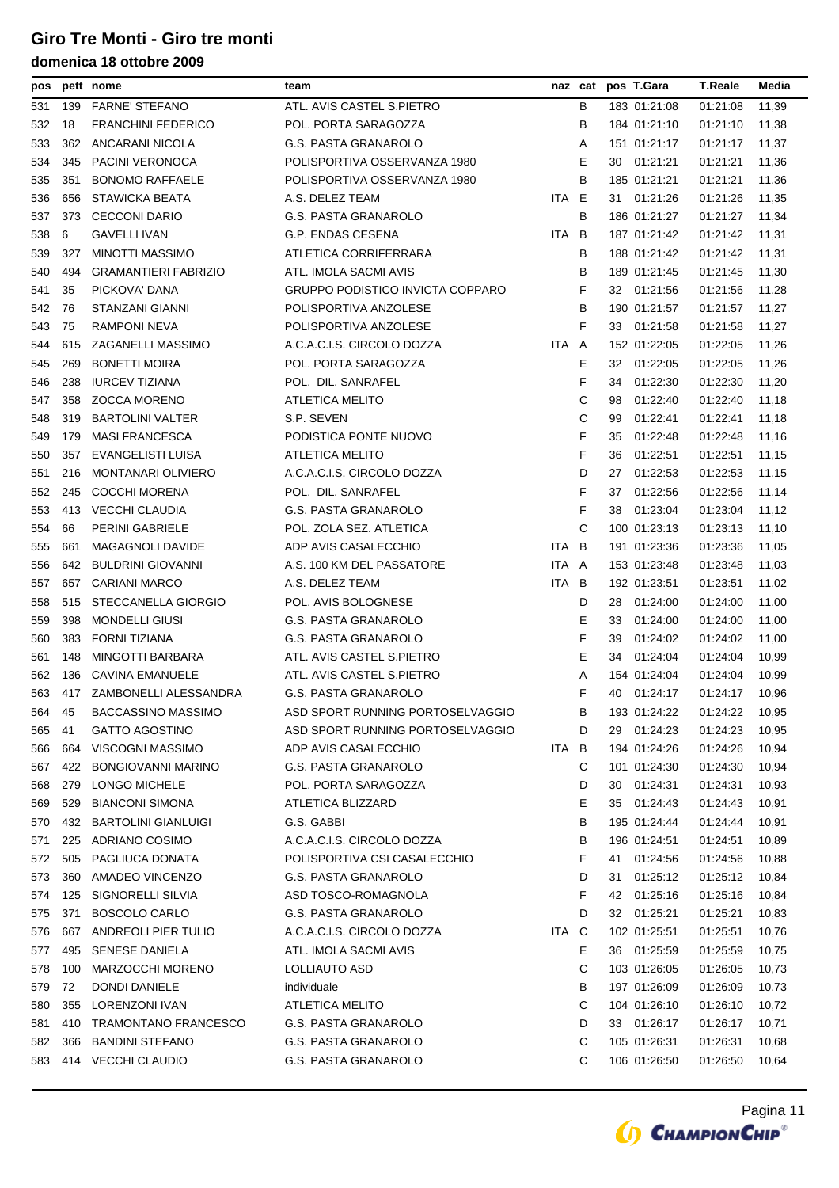# Giro Tre Monti - Giro tre monti

## domenica 18 ottobre 2009

| pos | pett | nome | team | naz | cat | pos | T.Gara | T.Reale | Media |
|---|---|---|---|---|---|---|---|---|---|
| 531 | 139 | FARNE' STEFANO | ATL. AVIS CASTEL S.PIETRO | | B | 183 | 01:21:08 | 01:21:08 | 11,39 |
| 532 | 18 | FRANCHINI FEDERICO | POL. PORTA SARAGOZZA | | B | 184 | 01:21:10 | 01:21:10 | 11,38 |
| 533 | 362 | ANCARANI NICOLA | G.S. PASTA GRANAROLO | | A | 151 | 01:21:17 | 01:21:17 | 11,37 |
| 534 | 345 | PACINI VERONOCA | POLISPORTIVA OSSERVANZA 1980 | | E | 30 | 01:21:21 | 01:21:21 | 11,36 |
| 535 | 351 | BONOMO RAFFAELE | POLISPORTIVA OSSERVANZA 1980 | | B | 185 | 01:21:21 | 01:21:21 | 11,36 |
| 536 | 656 | STAWICKA BEATA | A.S. DELEZ TEAM | ITA | E | 31 | 01:21:26 | 01:21:26 | 11,35 |
| 537 | 373 | CECCONI DARIO | G.S. PASTA GRANAROLO | | B | 186 | 01:21:27 | 01:21:27 | 11,34 |
| 538 | 6 | GAVELLI IVAN | G.P. ENDAS CESENA | ITA | B | 187 | 01:21:42 | 01:21:42 | 11,31 |
| 539 | 327 | MINOTTI MASSIMO | ATLETICA CORRIFERRARA | | B | 188 | 01:21:42 | 01:21:42 | 11,31 |
| 540 | 494 | GRAMANTIERI FABRIZIO | ATL. IMOLA SACMI AVIS | | B | 189 | 01:21:45 | 01:21:45 | 11,30 |
| 541 | 35 | PICKOVA' DANA | GRUPPO PODISTICO INVICTA COPPARO | | F | 32 | 01:21:56 | 01:21:56 | 11,28 |
| 542 | 76 | STANZANI GIANNI | POLISPORTIVA ANZOLESE | | B | 190 | 01:21:57 | 01:21:57 | 11,27 |
| 543 | 75 | RAMPONI NEVA | POLISPORTIVA ANZOLESE | | F | 33 | 01:21:58 | 01:21:58 | 11,27 |
| 544 | 615 | ZAGANELLI MASSIMO | A.C.A.C.I.S. CIRCOLO DOZZA | ITA | A | 152 | 01:22:05 | 01:22:05 | 11,26 |
| 545 | 269 | BONETTI MOIRA | POL. PORTA SARAGOZZA | | E | 32 | 01:22:05 | 01:22:05 | 11,26 |
| 546 | 238 | IURCEV TIZIANA | POL. DIL. SANRAFEL | | F | 34 | 01:22:30 | 01:22:30 | 11,20 |
| 547 | 358 | ZOCCA MORENO | ATLETICA MELITO | | C | 98 | 01:22:40 | 01:22:40 | 11,18 |
| 548 | 319 | BARTOLINI VALTER | S.P. SEVEN | | C | 99 | 01:22:41 | 01:22:41 | 11,18 |
| 549 | 179 | MASI FRANCESCA | PODISTICA PONTE NUOVO | | F | 35 | 01:22:48 | 01:22:48 | 11,16 |
| 550 | 357 | EVANGELISTI LUISA | ATLETICA MELITO | | F | 36 | 01:22:51 | 01:22:51 | 11,15 |
| 551 | 216 | MONTANARI OLIVIERO | A.C.A.C.I.S. CIRCOLO DOZZA | | D | 27 | 01:22:53 | 01:22:53 | 11,15 |
| 552 | 245 | COCCHI MORENA | POL. DIL. SANRAFEL | | F | 37 | 01:22:56 | 01:22:56 | 11,14 |
| 553 | 413 | VECCHI CLAUDIA | G.S. PASTA GRANAROLO | | F | 38 | 01:23:04 | 01:23:04 | 11,12 |
| 554 | 66 | PERINI GABRIELE | POL. ZOLA SEZ. ATLETICA | | C | 100 | 01:23:13 | 01:23:13 | 11,10 |
| 555 | 661 | MAGAGNOLI DAVIDE | ADP AVIS CASALECCHIO | ITA | B | 191 | 01:23:36 | 01:23:36 | 11,05 |
| 556 | 642 | BULDRINI GIOVANNI | A.S. 100 KM DEL PASSATORE | ITA | A | 153 | 01:23:48 | 01:23:48 | 11,03 |
| 557 | 657 | CARIANI MARCO | A.S. DELEZ TEAM | ITA | B | 192 | 01:23:51 | 01:23:51 | 11,02 |
| 558 | 515 | STECCANELLA GIORGIO | POL. AVIS BOLOGNESE | | D | 28 | 01:24:00 | 01:24:00 | 11,00 |
| 559 | 398 | MONDELLI GIUSI | G.S. PASTA GRANAROLO | | E | 33 | 01:24:00 | 01:24:00 | 11,00 |
| 560 | 383 | FORNI TIZIANA | G.S. PASTA GRANAROLO | | F | 39 | 01:24:02 | 01:24:02 | 11,00 |
| 561 | 148 | MINGOTTI BARBARA | ATL. AVIS CASTEL S.PIETRO | | E | 34 | 01:24:04 | 01:24:04 | 10,99 |
| 562 | 136 | CAVINA EMANUELE | ATL. AVIS CASTEL S.PIETRO | | A | 154 | 01:24:04 | 01:24:04 | 10,99 |
| 563 | 417 | ZAMBONELLI ALESSANDRA | G.S. PASTA GRANAROLO | | F | 40 | 01:24:17 | 01:24:17 | 10,96 |
| 564 | 45 | BACCASSINO MASSIMO | ASD SPORT RUNNING PORTOSELVAGGIO | | B | 193 | 01:24:22 | 01:24:22 | 10,95 |
| 565 | 41 | GATTO AGOSTINO | ASD SPORT RUNNING PORTOSELVAGGIO | | D | 29 | 01:24:23 | 01:24:23 | 10,95 |
| 566 | 664 | VISCOGNI MASSIMO | ADP AVIS CASALECCHIO | ITA | B | 194 | 01:24:26 | 01:24:26 | 10,94 |
| 567 | 422 | BONGIOVANNI MARINO | G.S. PASTA GRANAROLO | | C | 101 | 01:24:30 | 01:24:30 | 10,94 |
| 568 | 279 | LONGO MICHELE | POL. PORTA SARAGOZZA | | D | 30 | 01:24:31 | 01:24:31 | 10,93 |
| 569 | 529 | BIANCONI SIMONA | ATLETICA BLIZZARD | | E | 35 | 01:24:43 | 01:24:43 | 10,91 |
| 570 | 432 | BARTOLINI GIANLUIGI | G.S. GABBI | | B | 195 | 01:24:44 | 01:24:44 | 10,91 |
| 571 | 225 | ADRIANO COSIMO | A.C.A.C.I.S. CIRCOLO DOZZA | | B | 196 | 01:24:51 | 01:24:51 | 10,89 |
| 572 | 505 | PAGLIUCA DONATA | POLISPORTIVA CSI CASALECCHIO | | F | 41 | 01:24:56 | 01:24:56 | 10,88 |
| 573 | 360 | AMADEO VINCENZO | G.S. PASTA GRANAROLO | | D | 31 | 01:25:12 | 01:25:12 | 10,84 |
| 574 | 125 | SIGNORELLI SILVIA | ASD TOSCO-ROMAGNOLA | | F | 42 | 01:25:16 | 01:25:16 | 10,84 |
| 575 | 371 | BOSCOLO CARLO | G.S. PASTA GRANAROLO | | D | 32 | 01:25:21 | 01:25:21 | 10,83 |
| 576 | 667 | ANDREOLI PIER TULIO | A.C.A.C.I.S. CIRCOLO DOZZA | ITA | C | 102 | 01:25:51 | 01:25:51 | 10,76 |
| 577 | 495 | SENESE DANIELA | ATL. IMOLA SACMI AVIS | | E | 36 | 01:25:59 | 01:25:59 | 10,75 |
| 578 | 100 | MARZOCCHI MORENO | LOLLIAUTO ASD | | C | 103 | 01:26:05 | 01:26:05 | 10,73 |
| 579 | 72 | DONDI DANIELE | individuale | | B | 197 | 01:26:09 | 01:26:09 | 10,73 |
| 580 | 355 | LORENZONI IVAN | ATLETICA MELITO | | C | 104 | 01:26:10 | 01:26:10 | 10,72 |
| 581 | 410 | TRAMONTANO FRANCESCO | G.S. PASTA GRANAROLO | | D | 33 | 01:26:17 | 01:26:17 | 10,71 |
| 582 | 366 | BANDINI STEFANO | G.S. PASTA GRANAROLO | | C | 105 | 01:26:31 | 01:26:31 | 10,68 |
| 583 | 414 | VECCHI CLAUDIO | G.S. PASTA GRANAROLO | | C | 106 | 01:26:50 | 01:26:50 | 10,64 |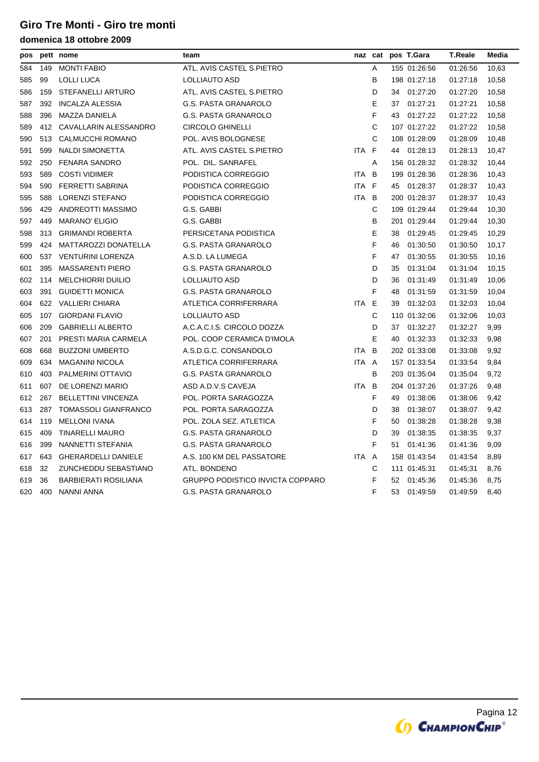# Giro Tre Monti - Giro tre monti

## domenica 18 ottobre 2009

| pos | pett | nome | team | naz | cat | pos | T.Gara | T.Reale | Media |
|---|---|---|---|---|---|---|---|---|---|
| 584 | 149 | MONTI FABIO | ATL. AVIS CASTEL S.PIETRO | | A | 155 | 01:26:56 | 01:26:56 | 10,63 |
| 585 | 99 | LOLLI LUCA | LOLLIAUTO ASD | | B | 198 | 01:27:18 | 01:27:18 | 10,58 |
| 586 | 159 | STEFANELLI ARTURO | ATL. AVIS CASTEL S.PIETRO | | D | 34 | 01:27:20 | 01:27:20 | 10,58 |
| 587 | 392 | INCALZA ALESSIA | G.S. PASTA GRANAROLO | | E | 37 | 01:27:21 | 01:27:21 | 10,58 |
| 588 | 396 | MAZZA DANIELA | G.S. PASTA GRANAROLO | | F | 43 | 01:27:22 | 01:27:22 | 10,58 |
| 589 | 412 | CAVALLARIN ALESSANDRO | CIRCOLO GHINELLI | | C | 107 | 01:27:22 | 01:27:22 | 10,58 |
| 590 | 513 | CALMUCCHI ROMANO | POL. AVIS BOLOGNESE | | C | 108 | 01:28:09 | 01:28:09 | 10,48 |
| 591 | 599 | NALDI SIMONETTA | ATL. AVIS CASTEL S.PIETRO | ITA | F | 44 | 01:28:13 | 01:28:13 | 10,47 |
| 592 | 250 | FENARA SANDRO | POL. DIL. SANRAFEL | | A | 156 | 01:28:32 | 01:28:32 | 10,44 |
| 593 | 589 | COSTI VIDIMER | PODISTICA CORREGGIO | ITA | B | 199 | 01:28:36 | 01:28:36 | 10,43 |
| 594 | 590 | FERRETTI SABRINA | PODISTICA CORREGGIO | ITA | F | 45 | 01:28:37 | 01:28:37 | 10,43 |
| 595 | 588 | LORENZI STEFANO | PODISTICA CORREGGIO | ITA | B | 200 | 01:28:37 | 01:28:37 | 10,43 |
| 596 | 429 | ANDREOTTI MASSIMO | G.S. GABBI | | C | 109 | 01:29:44 | 01:29:44 | 10,30 |
| 597 | 449 | MARANO' ELIGIO | G.S. GABBI | | B | 201 | 01:29:44 | 01:29:44 | 10,30 |
| 598 | 313 | GRIMANDI ROBERTA | PERSICETANA PODISTICA | | E | 38 | 01:29:45 | 01:29:45 | 10,29 |
| 599 | 424 | MATTAROZZI DONATELLA | G.S. PASTA GRANAROLO | | F | 46 | 01:30:50 | 01:30:50 | 10,17 |
| 600 | 537 | VENTURINI LORENZA | A.S.D. LA LUMEGA | | F | 47 | 01:30:55 | 01:30:55 | 10,16 |
| 601 | 395 | MASSARENTI PIERO | G.S. PASTA GRANAROLO | | D | 35 | 01:31:04 | 01:31:04 | 10,15 |
| 602 | 114 | MELCHIORRI DUILIO | LOLLIAUTO ASD | | D | 36 | 01:31:49 | 01:31:49 | 10,06 |
| 603 | 391 | GUIDETTI MONICA | G.S. PASTA GRANAROLO | | F | 48 | 01:31:59 | 01:31:59 | 10,04 |
| 604 | 622 | VALLIERI CHIARA | ATLETICA CORRIFERRARA | ITA | E | 39 | 01:32:03 | 01:32:03 | 10,04 |
| 605 | 107 | GIORDANI FLAVIO | LOLLIAUTO ASD | | C | 110 | 01:32:06 | 01:32:06 | 10,03 |
| 606 | 209 | GABRIELLI ALBERTO | A.C.A.C.I.S. CIRCOLO DOZZA | | D | 37 | 01:32:27 | 01:32:27 | 9,99 |
| 607 | 201 | PRESTI MARIA CARMELA | POL. COOP CERAMICA D'IMOLA | | E | 40 | 01:32:33 | 01:32:33 | 9,98 |
| 608 | 668 | BUZZONI UMBERTO | A.S.D.G.C. CONSANDOLO | ITA | B | 202 | 01:33:08 | 01:33:08 | 9,92 |
| 609 | 634 | MAGANINI NICOLA | ATLETICA CORRIFERRARA | ITA | A | 157 | 01:33:54 | 01:33:54 | 9,84 |
| 610 | 403 | PALMERINI OTTAVIO | G.S. PASTA GRANAROLO | | B | 203 | 01:35:04 | 01:35:04 | 9,72 |
| 611 | 607 | DE LORENZI MARIO | ASD A.D.V.S CAVEJA | ITA | B | 204 | 01:37:26 | 01:37:26 | 9,48 |
| 612 | 267 | BELLETTINI VINCENZA | POL. PORTA SARAGOZZA | | F | 49 | 01:38:06 | 01:38:06 | 9,42 |
| 613 | 287 | TOMASSOLI GIANFRANCO | POL. PORTA SARAGOZZA | | D | 38 | 01:38:07 | 01:38:07 | 9,42 |
| 614 | 119 | MELLONI IVANA | POL. ZOLA SEZ. ATLETICA | | F | 50 | 01:38:28 | 01:38:28 | 9,38 |
| 615 | 409 | TINARELLI MAURO | G.S. PASTA GRANAROLO | | D | 39 | 01:38:35 | 01:38:35 | 9,37 |
| 616 | 399 | NANNETTI STEFANIA | G.S. PASTA GRANAROLO | | F | 51 | 01:41:36 | 01:41:36 | 9,09 |
| 617 | 643 | GHERARDELLI DANIELE | A.S. 100 KM DEL PASSATORE | ITA | A | 158 | 01:43:54 | 01:43:54 | 8,89 |
| 618 | 32 | ZUNCHEDDU SEBASTIANO | ATL. BONDENO | | C | 111 | 01:45:31 | 01:45:31 | 8,76 |
| 619 | 36 | BARBIERATI ROSILIANA | GRUPPO PODISTICO INVICTA COPPARO | | F | 52 | 01:45:36 | 01:45:36 | 8,75 |
| 620 | 400 | NANNI ANNA | G.S. PASTA GRANAROLO | | F | 53 | 01:49:59 | 01:49:59 | 8,40 |